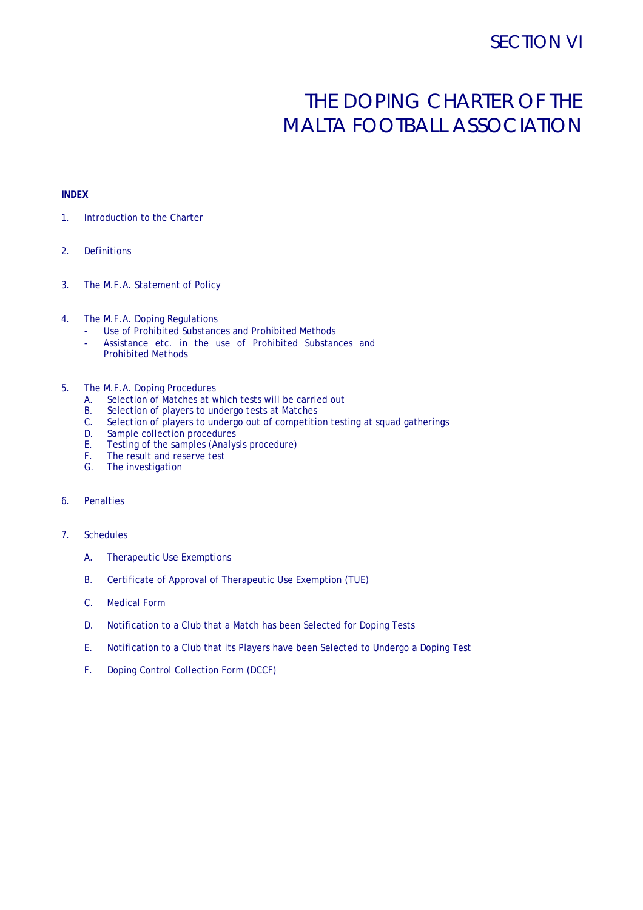# SECTION VI

# THE DOPING CHARTER OF THE MALTA FOOTBALL ASSOCIATION

**INDEX**

1. Introduction to the Charter

2. Definitions

3. The M.F.A. Statement of Policy

4. The M.F.A. Doping Regulations
   - Use of Prohibited Substances and Prohibited Methods
   - Assistance etc. in the use of Prohibited Substances and Prohibited Methods

5. The M.F.A. Doping Procedures
   - A. Selection of Matches at which tests will be carried out
   - B. Selection of players to undergo tests at Matches
   - C. Selection of players to undergo out of competition testing at squad gatherings
   - D. Sample collection procedures
   - E. Testing of the samples (Analysis procedure)
   - F. The result and reserve test
   - G. The investigation

6. Penalties

7. Schedules
   - A. Therapeutic Use Exemptions
   - B. Certificate of Approval of Therapeutic Use Exemption (TUE)
   - C. Medical Form
   - D. Notification to a Club that a Match has been Selected for Doping Tests
   - E. Notification to a Club that its Players have been Selected to Undergo a Doping Test
   - F. Doping Control Collection Form (DCCF)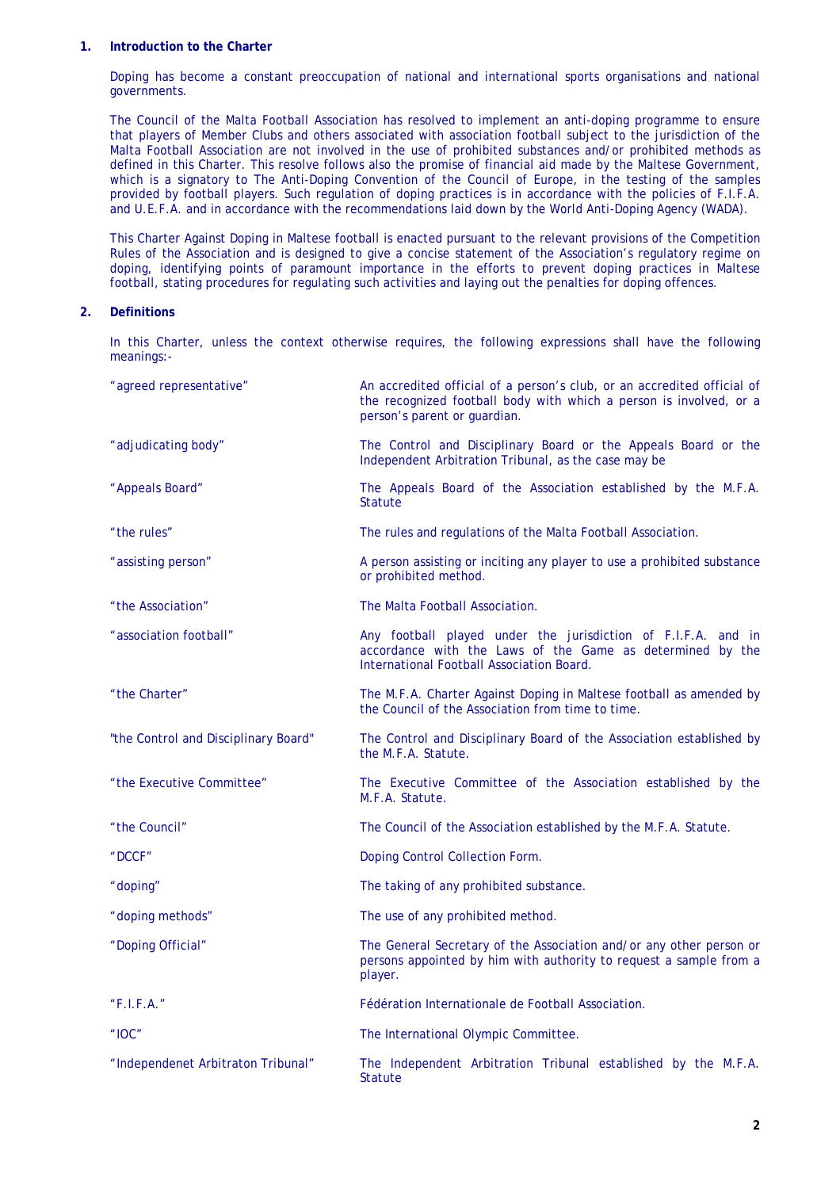## 1. Introduction to the Charter

Doping has become a constant preoccupation of national and international sports organisations and national governments.

The Council of the Malta Football Association has resolved to implement an anti-doping programme to ensure that players of Member Clubs and others associated with association football subject to the jurisdiction of the Malta Football Association are not involved in the use of prohibited substances and/or prohibited methods as defined in this Charter. This resolve follows also the promise of financial aid made by the Maltese Government, which is a signatory to The Anti-Doping Convention of the Council of Europe, in the testing of the samples provided by football players. Such regulation of doping practices is in accordance with the policies of F.I.F.A. and U.E.F.A. and in accordance with the recommendations laid down by the World Anti-Doping Agency (WADA).

This Charter Against Doping in Maltese football is enacted pursuant to the relevant provisions of the Competition Rules of the Association and is designed to give a concise statement of the Association's regulatory regime on doping, identifying points of paramount importance in the efforts to prevent doping practices in Maltese football, stating procedures for regulating such activities and laying out the penalties for doping offences.

## 2. Definitions

In this Charter, unless the context otherwise requires, the following expressions shall have the following meanings:-

| | |
|---|---|
| "agreed representative" | An accredited official of a person's club, or an accredited official of the recognized football body with which a person is involved, or a person's parent or guardian. |
| "adjudicating body" | The Control and Disciplinary Board or the Appeals Board or the Independent Arbitration Tribunal, as the case may be |
| "Appeals Board" | The Appeals Board of the Association established by the M.F.A. Statute |
| "the rules" | The rules and regulations of the Malta Football Association. |
| "assisting person" | A person assisting or inciting any player to use a prohibited substance or prohibited method. |
| "the Association" | The Malta Football Association. |
| "association football" | Any football played under the jurisdiction of F.I.F.A. and in accordance with the Laws of the Game as determined by the International Football Association Board. |
| "the Charter" | The M.F.A. Charter Against Doping in Maltese football as amended by the Council of the Association from time to time. |
| "the Control and Disciplinary Board" | The Control and Disciplinary Board of the Association established by the M.F.A. Statute. |
| "the Executive Committee" | The Executive Committee of the Association established by the M.F.A. Statute. |
| "the Council" | The Council of the Association established by the M.F.A. Statute. |
| "DCCF" | Doping Control Collection Form. |
| "doping" | The taking of any prohibited substance. |
| "doping methods" | The use of any prohibited method. |
| "Doping Official" | The General Secretary of the Association and/or any other person or persons appointed by him with authority to request a sample from a player. |
| "F.I.F.A." | Fédération Internationale de Football Association. |
| "IOC" | The International Olympic Committee. |
| "Independenet Arbitraton Tribunal" | The Independent Arbitration Tribunal established by the M.F.A. Statute |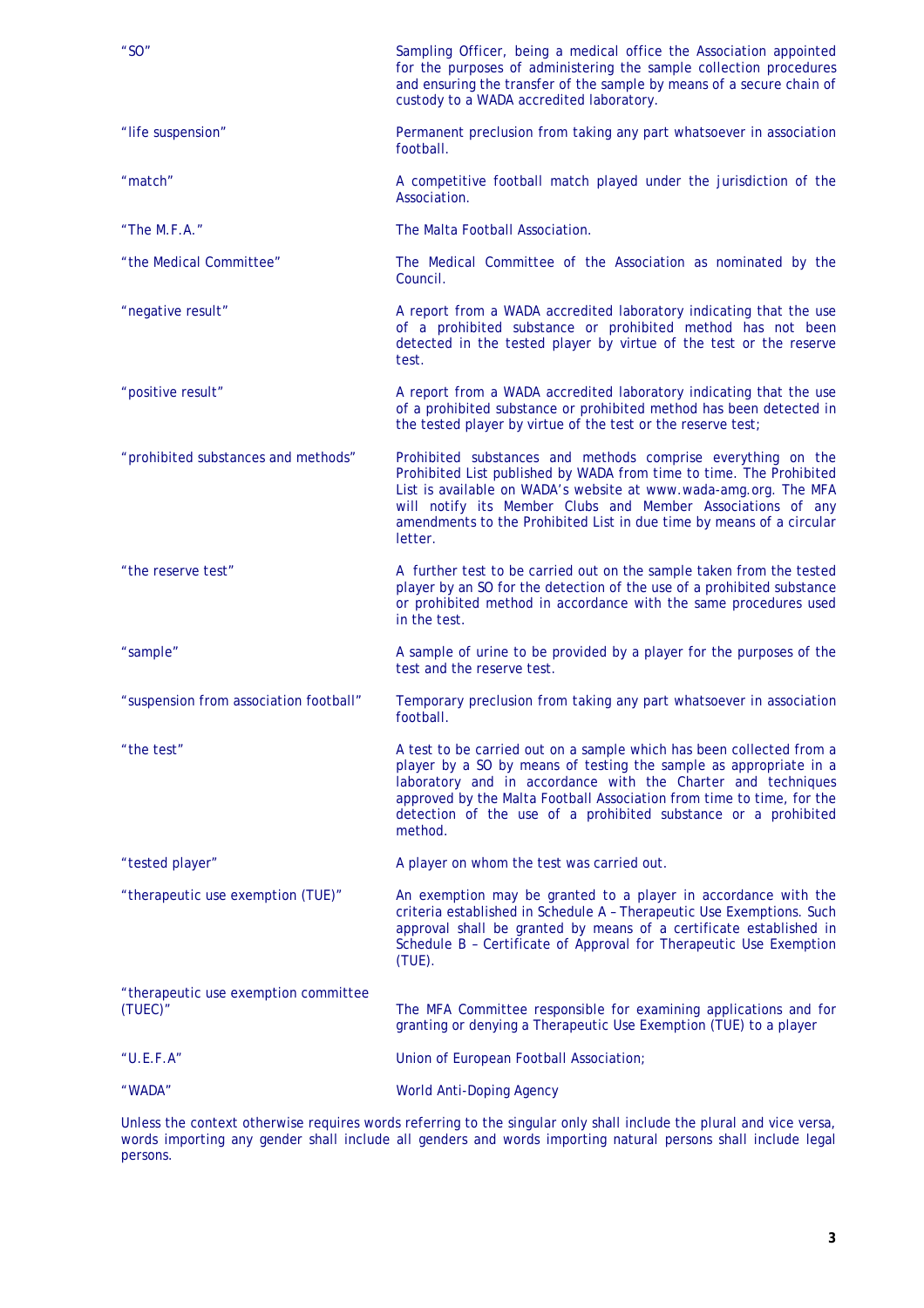| | |
|---|---|
| "SO" | Sampling Officer, being a medical office the Association appointed for the purposes of administering the sample collection procedures and ensuring the transfer of the sample by means of a secure chain of custody to a WADA accredited laboratory. |
| "life suspension" | Permanent preclusion from taking any part whatsoever in association football. |
| "match" | A competitive football match played under the jurisdiction of the Association. |
| "The M.F.A." | The Malta Football Association. |
| "the Medical Committee" | The Medical Committee of the Association as nominated by the Council. |
| "negative result" | A report from a WADA accredited laboratory indicating that the use of a prohibited substance or prohibited method has not been detected in the tested player by virtue of the test or the reserve test. |
| "positive result" | A report from a WADA accredited laboratory indicating that the use of a prohibited substance or prohibited method has been detected in the tested player by virtue of the test or the reserve test; |
| "prohibited substances and methods" | Prohibited substances and methods comprise everything on the Prohibited List published by WADA from time to time. The Prohibited List is available on WADA's website at www.wada-amg.org. The MFA will notify its Member Clubs and Member Associations of any amendments to the Prohibited List in due time by means of a circular letter. |
| "the reserve test" | A further test to be carried out on the sample taken from the tested player by an SO for the detection of the use of a prohibited substance or prohibited method in accordance with the same procedures used in the test. |
| "sample" | A sample of urine to be provided by a player for the purposes of the test and the reserve test. |
| "suspension from association football" | Temporary preclusion from taking any part whatsoever in association football. |
| "the test" | A test to be carried out on a sample which has been collected from a player by a SO by means of testing the sample as appropriate in a laboratory and in accordance with the Charter and techniques approved by the Malta Football Association from time to time, for the detection of the use of a prohibited substance or a prohibited method. |
| "tested player" | A player on whom the test was carried out. |
| "therapeutic use exemption (TUE)" | An exemption may be granted to a player in accordance with the criteria established in Schedule A – Therapeutic Use Exemptions. Such approval shall be granted by means of a certificate established in Schedule B – Certificate of Approval for Therapeutic Use Exemption (TUE). |
| "therapeutic use exemption committee (TUEC)" | The MFA Committee responsible for examining applications and for granting or denying a Therapeutic Use Exemption (TUE) to a player |
| "U.E.F.A" | Union of European Football Association; |
| "WADA" | World Anti-Doping Agency |

Unless the context otherwise requires words referring to the singular only shall include the plural and vice versa, words importing any gender shall include all genders and words importing natural persons shall include legal persons.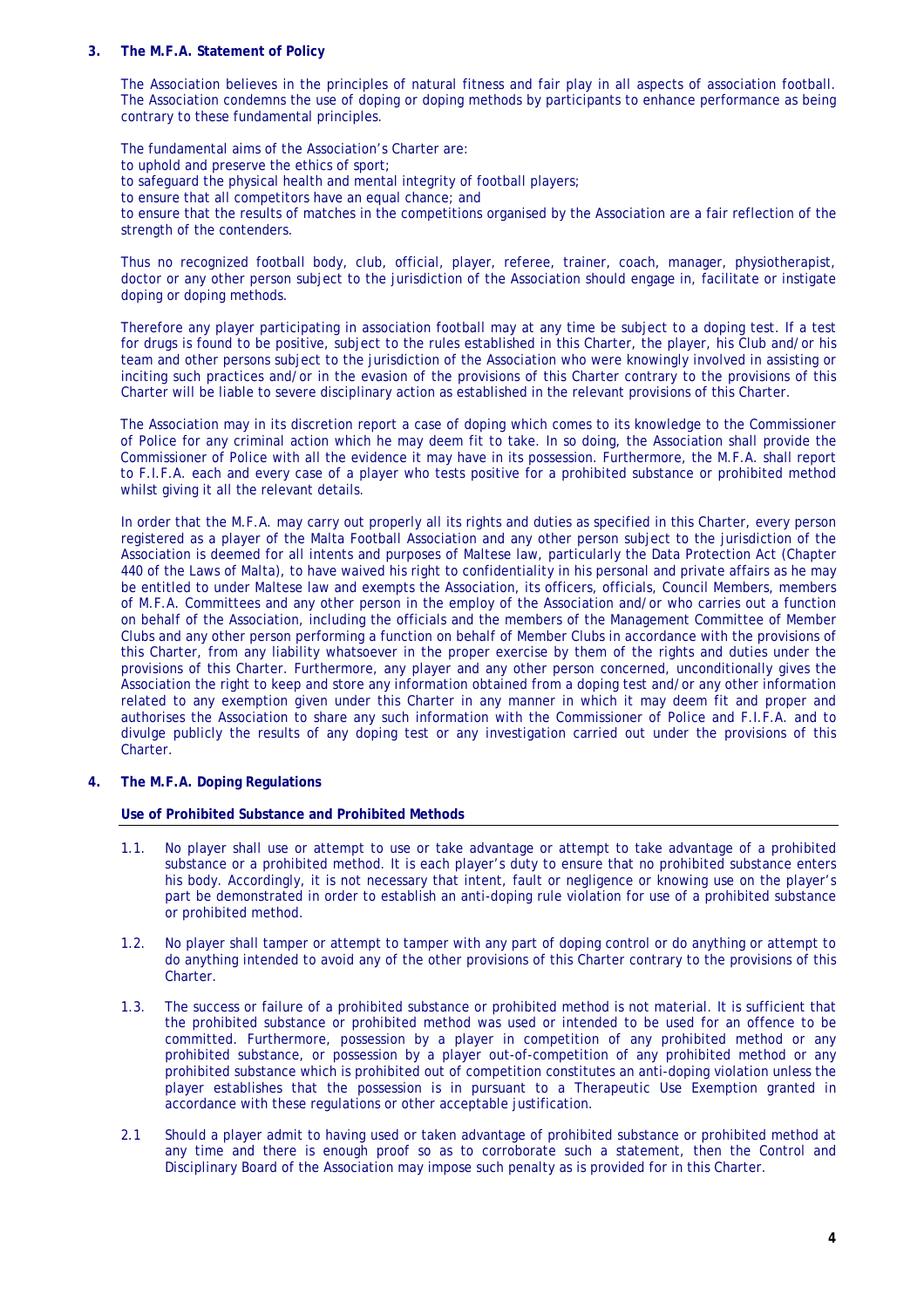## 3. The M.F.A. Statement of Policy

The Association believes in the principles of natural fitness and fair play in all aspects of association football. The Association condemns the use of doping or doping methods by participants to enhance performance as being contrary to these fundamental principles.

The fundamental aims of the Association's Charter are:
to uphold and preserve the ethics of sport;
to safeguard the physical health and mental integrity of football players;
to ensure that all competitors have an equal chance; and
to ensure that the results of matches in the competitions organised by the Association are a fair reflection of the strength of the contenders.

Thus no recognized football body, club, official, player, referee, trainer, coach, manager, physiotherapist, doctor or any other person subject to the jurisdiction of the Association should engage in, facilitate or instigate doping or doping methods.

Therefore any player participating in association football may at any time be subject to a doping test. If a test for drugs is found to be positive, subject to the rules established in this Charter, the player, his Club and/or his team and other persons subject to the jurisdiction of the Association who were knowingly involved in assisting or inciting such practices and/or in the evasion of the provisions of this Charter contrary to the provisions of this Charter will be liable to severe disciplinary action as established in the relevant provisions of this Charter.

The Association may in its discretion report a case of doping which comes to its knowledge to the Commissioner of Police for any criminal action which he may deem fit to take. In so doing, the Association shall provide the Commissioner of Police with all the evidence it may have in its possession. Furthermore, the M.F.A. shall report to F.I.F.A. each and every case of a player who tests positive for a prohibited substance or prohibited method whilst giving it all the relevant details.

In order that the M.F.A. may carry out properly all its rights and duties as specified in this Charter, every person registered as a player of the Malta Football Association and any other person subject to the jurisdiction of the Association is deemed for all intents and purposes of Maltese law, particularly the Data Protection Act (Chapter 440 of the Laws of Malta), to have waived his right to confidentiality in his personal and private affairs as he may be entitled to under Maltese law and exempts the Association, its officers, officials, Council Members, members of M.F.A. Committees and any other person in the employ of the Association and/or who carries out a function on behalf of the Association, including the officials and the members of the Management Committee of Member Clubs and any other person performing a function on behalf of Member Clubs in accordance with the provisions of this Charter, from any liability whatsoever in the proper exercise by them of the rights and duties under the provisions of this Charter. Furthermore, any player and any other person concerned, unconditionally gives the Association the right to keep and store any information obtained from a doping test and/or any other information related to any exemption given under this Charter in any manner in which it may deem fit and proper and authorises the Association to share any such information with the Commissioner of Police and F.I.F.A. and to divulge publicly the results of any doping test or any investigation carried out under the provisions of this Charter.

## 4. The M.F.A. Doping Regulations

### Use of Prohibited Substance and Prohibited Methods

1.1. No player shall use or attempt to use or take advantage or attempt to take advantage of a prohibited substance or a prohibited method. It is each player's duty to ensure that no prohibited substance enters his body. Accordingly, it is not necessary that intent, fault or negligence or knowing use on the player's part be demonstrated in order to establish an anti-doping rule violation for use of a prohibited substance or prohibited method.

1.2. No player shall tamper or attempt to tamper with any part of doping control or do anything or attempt to do anything intended to avoid any of the other provisions of this Charter contrary to the provisions of this Charter.

1.3. The success or failure of a prohibited substance or prohibited method is not material. It is sufficient that the prohibited substance or prohibited method was used or intended to be used for an offence to be committed. Furthermore, possession by a player in competition of any prohibited method or any prohibited substance, or possession by a player out-of-competition of any prohibited method or any prohibited substance which is prohibited out of competition constitutes an anti-doping violation unless the player establishes that the possession is in pursuant to a Therapeutic Use Exemption granted in accordance with these regulations or other acceptable justification.

2.1 Should a player admit to having used or taken advantage of prohibited substance or prohibited method at any time and there is enough proof so as to corroborate such a statement, then the Control and Disciplinary Board of the Association may impose such penalty as is provided for in this Charter.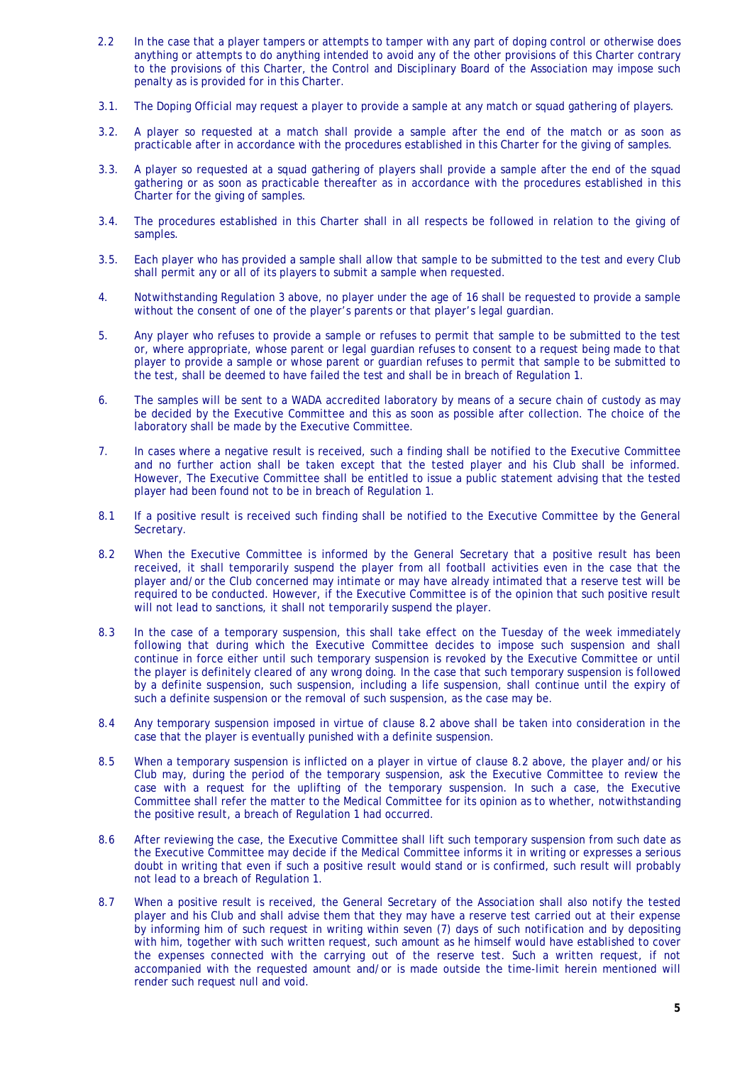2.2 In the case that a player tampers or attempts to tamper with any part of doping control or otherwise does anything or attempts to do anything intended to avoid any of the other provisions of this Charter contrary to the provisions of this Charter, the Control and Disciplinary Board of the Association may impose such penalty as is provided for in this Charter.

3.1. The Doping Official may request a player to provide a sample at any match or squad gathering of players.

3.2. A player so requested at a match shall provide a sample after the end of the match or as soon as practicable after in accordance with the procedures established in this Charter for the giving of samples.

3.3. A player so requested at a squad gathering of players shall provide a sample after the end of the squad gathering or as soon as practicable thereafter as in accordance with the procedures established in this Charter for the giving of samples.

3.4. The procedures established in this Charter shall in all respects be followed in relation to the giving of samples.

3.5. Each player who has provided a sample shall allow that sample to be submitted to the test and every Club shall permit any or all of its players to submit a sample when requested.

4. Notwithstanding Regulation 3 above, no player under the age of 16 shall be requested to provide a sample without the consent of one of the player's parents or that player's legal guardian.

5. Any player who refuses to provide a sample or refuses to permit that sample to be submitted to the test or, where appropriate, whose parent or legal guardian refuses to consent to a request being made to that player to provide a sample or whose parent or guardian refuses to permit that sample to be submitted to the test, shall be deemed to have failed the test and shall be in breach of Regulation 1.

6. The samples will be sent to a WADA accredited laboratory by means of a secure chain of custody as may be decided by the Executive Committee and this as soon as possible after collection. The choice of the laboratory shall be made by the Executive Committee.

7. In cases where a negative result is received, such a finding shall be notified to the Executive Committee and no further action shall be taken except that the tested player and his Club shall be informed. However, The Executive Committee shall be entitled to issue a public statement advising that the tested player had been found not to be in breach of Regulation 1.

8.1 If a positive result is received such finding shall be notified to the Executive Committee by the General Secretary.

8.2 When the Executive Committee is informed by the General Secretary that a positive result has been received, it shall temporarily suspend the player from all football activities even in the case that the player and/or the Club concerned may intimate or may have already intimated that a reserve test will be required to be conducted. However, if the Executive Committee is of the opinion that such positive result will not lead to sanctions, it shall not temporarily suspend the player.

8.3 In the case of a temporary suspension, this shall take effect on the Tuesday of the week immediately following that during which the Executive Committee decides to impose such suspension and shall continue in force either until such temporary suspension is revoked by the Executive Committee or until the player is definitely cleared of any wrong doing. In the case that such temporary suspension is followed by a definite suspension, such suspension, including a life suspension, shall continue until the expiry of such a definite suspension or the removal of such suspension, as the case may be.

8.4 Any temporary suspension imposed in virtue of clause 8.2 above shall be taken into consideration in the case that the player is eventually punished with a definite suspension.

8.5 When a temporary suspension is inflicted on a player in virtue of clause 8.2 above, the player and/or his Club may, during the period of the temporary suspension, ask the Executive Committee to review the case with a request for the uplifting of the temporary suspension. In such a case, the Executive Committee shall refer the matter to the Medical Committee for its opinion as to whether, notwithstanding the positive result, a breach of Regulation 1 had occurred.

8.6 After reviewing the case, the Executive Committee shall lift such temporary suspension from such date as the Executive Committee may decide if the Medical Committee informs it in writing or expresses a serious doubt in writing that even if such a positive result would stand or is confirmed, such result will probably not lead to a breach of Regulation 1.

8.7 When a positive result is received, the General Secretary of the Association shall also notify the tested player and his Club and shall advise them that they may have a reserve test carried out at their expense by informing him of such request in writing within seven (7) days of such notification and by depositing with him, together with such written request, such amount as he himself would have established to cover the expenses connected with the carrying out of the reserve test. Such a written request, if not accompanied with the requested amount and/or is made outside the time-limit herein mentioned will render such request null and void.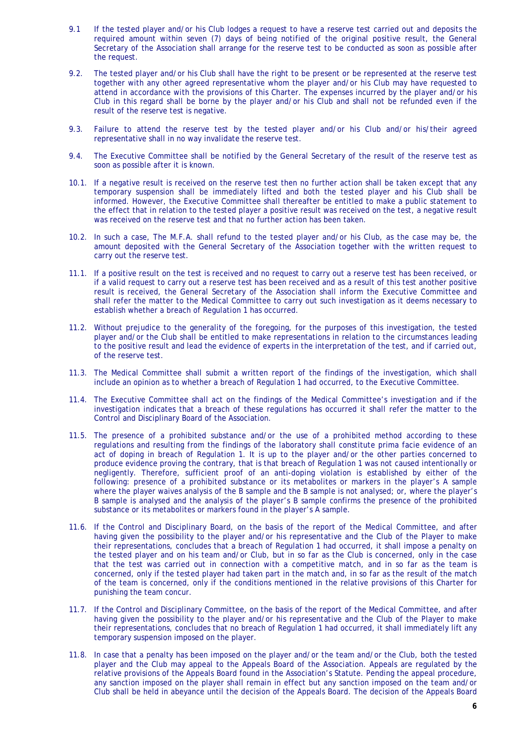9.1 If the tested player and/or his Club lodges a request to have a reserve test carried out and deposits the required amount within seven (7) days of being notified of the original positive result, the General Secretary of the Association shall arrange for the reserve test to be conducted as soon as possible after the request.

9.2. The tested player and/or his Club shall have the right to be present or be represented at the reserve test together with any other agreed representative whom the player and/or his Club may have requested to attend in accordance with the provisions of this Charter. The expenses incurred by the player and/or his Club in this regard shall be borne by the player and/or his Club and shall not be refunded even if the result of the reserve test is negative.

9.3. Failure to attend the reserve test by the tested player and/or his Club and/or his/their agreed representative shall in no way invalidate the reserve test.

9.4. The Executive Committee shall be notified by the General Secretary of the result of the reserve test as soon as possible after it is known.

10.1. If a negative result is received on the reserve test then no further action shall be taken except that any temporary suspension shall be immediately lifted and both the tested player and his Club shall be informed. However, the Executive Committee shall thereafter be entitled to make a public statement to the effect that in relation to the tested player a positive result was received on the test, a negative result was received on the reserve test and that no further action has been taken.

10.2. In such a case, The M.F.A. shall refund to the tested player and/or his Club, as the case may be, the amount deposited with the General Secretary of the Association together with the written request to carry out the reserve test.

11.1. If a positive result on the test is received and no request to carry out a reserve test has been received, or if a valid request to carry out a reserve test has been received and as a result of this test another positive result is received, the General Secretary of the Association shall inform the Executive Committee and shall refer the matter to the Medical Committee to carry out such investigation as it deems necessary to establish whether a breach of Regulation 1 has occurred.

11.2. Without prejudice to the generality of the foregoing, for the purposes of this investigation, the tested player and/or the Club shall be entitled to make representations in relation to the circumstances leading to the positive result and lead the evidence of experts in the interpretation of the test, and if carried out, of the reserve test.

11.3. The Medical Committee shall submit a written report of the findings of the investigation, which shall include an opinion as to whether a breach of Regulation 1 had occurred, to the Executive Committee.

11.4. The Executive Committee shall act on the findings of the Medical Committee's investigation and if the investigation indicates that a breach of these regulations has occurred it shall refer the matter to the Control and Disciplinary Board of the Association.

11.5. The presence of a prohibited substance and/or the use of a prohibited method according to these regulations and resulting from the findings of the laboratory shall constitute prima facie evidence of an act of doping in breach of Regulation 1. It is up to the player and/or the other parties concerned to produce evidence proving the contrary, that is that breach of Regulation 1 was not caused intentionally or negligently. Therefore, sufficient proof of an anti-doping violation is established by either of the following: presence of a prohibited substance or its metabolites or markers in the player's A sample where the player waives analysis of the B sample and the B sample is not analysed; or, where the player's B sample is analysed and the analysis of the player's B sample confirms the presence of the prohibited substance or its metabolites or markers found in the player's A sample.

11.6. If the Control and Disciplinary Board, on the basis of the report of the Medical Committee, and after having given the possibility to the player and/or his representative and the Club of the Player to make their representations, concludes that a breach of Regulation 1 had occurred, it shall impose a penalty on the tested player and on his team and/or Club, but in so far as the Club is concerned, only in the case that the test was carried out in connection with a competitive match, and in so far as the team is concerned, only if the tested player had taken part in the match and, in so far as the result of the match of the team is concerned, only if the conditions mentioned in the relative provisions of this Charter for punishing the team concur.

11.7. If the Control and Disciplinary Committee, on the basis of the report of the Medical Committee, and after having given the possibility to the player and/or his representative and the Club of the Player to make their representations, concludes that no breach of Regulation 1 had occurred, it shall immediately lift any temporary suspension imposed on the player.

11.8. In case that a penalty has been imposed on the player and/or the team and/or the Club, both the tested player and the Club may appeal to the Appeals Board of the Association. Appeals are regulated by the relative provisions of the Appeals Board found in the Association's Statute. Pending the appeal procedure, any sanction imposed on the player shall remain in effect but any sanction imposed on the team and/or Club shall be held in abeyance until the decision of the Appeals Board. The decision of the Appeals Board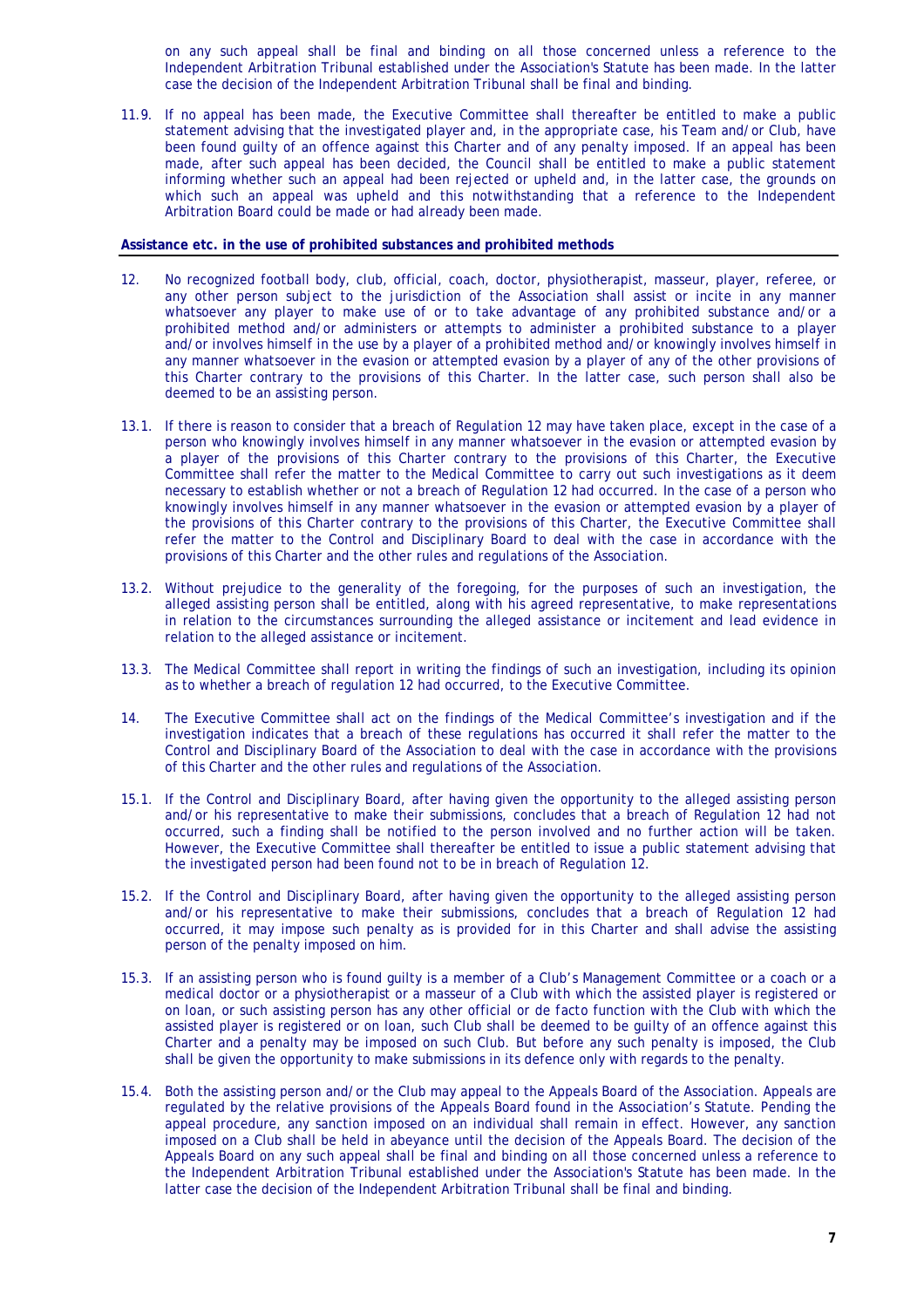on any such appeal shall be final and binding on all those concerned unless a reference to the Independent Arbitration Tribunal established under the Association's Statute has been made. In the latter case the decision of the Independent Arbitration Tribunal shall be final and binding.

11.9. If no appeal has been made, the Executive Committee shall thereafter be entitled to make a public statement advising that the investigated player and, in the appropriate case, his Team and/or Club, have been found guilty of an offence against this Charter and of any penalty imposed. If an appeal has been made, after such appeal has been decided, the Council shall be entitled to make a public statement informing whether such an appeal had been rejected or upheld and, in the latter case, the grounds on which such an appeal was upheld and this notwithstanding that a reference to the Independent Arbitration Board could be made or had already been made.

**Assistance etc. in the use of prohibited substances and prohibited methods**

12. No recognized football body, club, official, coach, doctor, physiotherapist, masseur, player, referee, or any other person subject to the jurisdiction of the Association shall assist or incite in any manner whatsoever any player to make use of or to take advantage of any prohibited substance and/or a prohibited method and/or administers or attempts to administer a prohibited substance to a player and/or involves himself in the use by a player of a prohibited method and/or knowingly involves himself in any manner whatsoever in the evasion or attempted evasion by a player of any of the other provisions of this Charter contrary to the provisions of this Charter. In the latter case, such person shall also be deemed to be an assisting person.

13.1. If there is reason to consider that a breach of Regulation 12 may have taken place, except in the case of a person who knowingly involves himself in any manner whatsoever in the evasion or attempted evasion by a player of the provisions of this Charter contrary to the provisions of this Charter, the Executive Committee shall refer the matter to the Medical Committee to carry out such investigations as it deem necessary to establish whether or not a breach of Regulation 12 had occurred. In the case of a person who knowingly involves himself in any manner whatsoever in the evasion or attempted evasion by a player of the provisions of this Charter contrary to the provisions of this Charter, the Executive Committee shall refer the matter to the Control and Disciplinary Board to deal with the case in accordance with the provisions of this Charter and the other rules and regulations of the Association.

13.2. Without prejudice to the generality of the foregoing, for the purposes of such an investigation, the alleged assisting person shall be entitled, along with his agreed representative, to make representations in relation to the circumstances surrounding the alleged assistance or incitement and lead evidence in relation to the alleged assistance or incitement.

13.3. The Medical Committee shall report in writing the findings of such an investigation, including its opinion as to whether a breach of regulation 12 had occurred, to the Executive Committee.

14. The Executive Committee shall act on the findings of the Medical Committee's investigation and if the investigation indicates that a breach of these regulations has occurred it shall refer the matter to the Control and Disciplinary Board of the Association to deal with the case in accordance with the provisions of this Charter and the other rules and regulations of the Association.

15.1. If the Control and Disciplinary Board, after having given the opportunity to the alleged assisting person and/or his representative to make their submissions, concludes that a breach of Regulation 12 had not occurred, such a finding shall be notified to the person involved and no further action will be taken. However, the Executive Committee shall thereafter be entitled to issue a public statement advising that the investigated person had been found not to be in breach of Regulation 12.

15.2. If the Control and Disciplinary Board, after having given the opportunity to the alleged assisting person and/or his representative to make their submissions, concludes that a breach of Regulation 12 had occurred, it may impose such penalty as is provided for in this Charter and shall advise the assisting person of the penalty imposed on him.

15.3. If an assisting person who is found guilty is a member of a Club's Management Committee or a coach or a medical doctor or a physiotherapist or a masseur of a Club with which the assisted player is registered or on loan, or such assisting person has any other official or de facto function with the Club with which the assisted player is registered or on loan, such Club shall be deemed to be guilty of an offence against this Charter and a penalty may be imposed on such Club. But before any such penalty is imposed, the Club shall be given the opportunity to make submissions in its defence only with regards to the penalty.

15.4. Both the assisting person and/or the Club may appeal to the Appeals Board of the Association. Appeals are regulated by the relative provisions of the Appeals Board found in the Association's Statute. Pending the appeal procedure, any sanction imposed on an individual shall remain in effect. However, any sanction imposed on a Club shall be held in abeyance until the decision of the Appeals Board. The decision of the Appeals Board on any such appeal shall be final and binding on all those concerned unless a reference to the Independent Arbitration Tribunal established under the Association's Statute has been made. In the latter case the decision of the Independent Arbitration Tribunal shall be final and binding.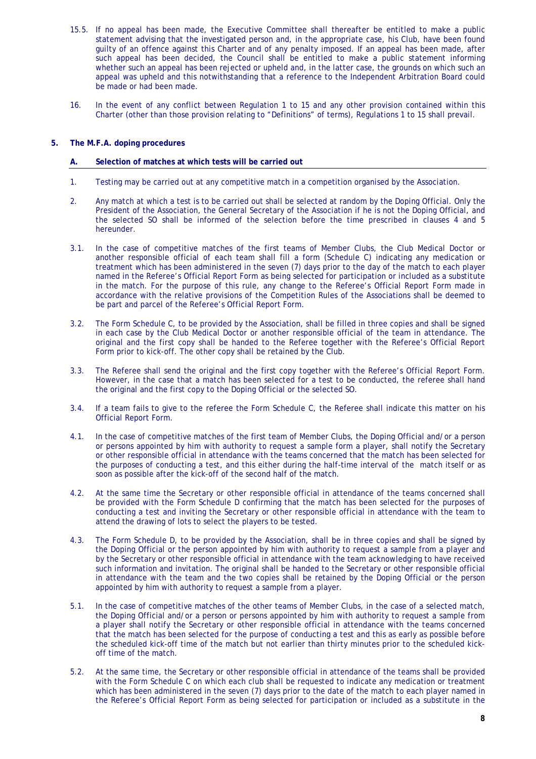15.5. If no appeal has been made, the Executive Committee shall thereafter be entitled to make a public statement advising that the investigated person and, in the appropriate case, his Club, have been found guilty of an offence against this Charter and of any penalty imposed. If an appeal has been made, after such appeal has been decided, the Council shall be entitled to make a public statement informing whether such an appeal has been rejected or upheld and, in the latter case, the grounds on which such an appeal was upheld and this notwithstanding that a reference to the Independent Arbitration Board could be made or had been made.

16. In the event of any conflict between Regulation 1 to 15 and any other provision contained within this Charter (other than those provision relating to "Definitions" of terms), Regulations 1 to 15 shall prevail.

## 5. The M.F.A. doping procedures

### A. Selection of matches at which tests will be carried out

1. Testing may be carried out at any competitive match in a competition organised by the Association.

2. Any match at which a test is to be carried out shall be selected at random by the Doping Official. Only the President of the Association, the General Secretary of the Association if he is not the Doping Official, and the selected SO shall be informed of the selection before the time prescribed in clauses 4 and 5 hereunder.

3.1. In the case of competitive matches of the first teams of Member Clubs, the Club Medical Doctor or another responsible official of each team shall fill a form (Schedule C) indicating any medication or treatment which has been administered in the seven (7) days prior to the day of the match to each player named in the Referee's Official Report Form as being selected for participation or included as a substitute in the match. For the purpose of this rule, any change to the Referee's Official Report Form made in accordance with the relative provisions of the Competition Rules of the Associations shall be deemed to be part and parcel of the Referee's Official Report Form.

3.2. The Form Schedule C, to be provided by the Association, shall be filled in three copies and shall be signed in each case by the Club Medical Doctor or another responsible official of the team in attendance. The original and the first copy shall be handed to the Referee together with the Referee's Official Report Form prior to kick-off. The other copy shall be retained by the Club.

3.3. The Referee shall send the original and the first copy together with the Referee's Official Report Form. However, in the case that a match has been selected for a test to be conducted, the referee shall hand the original and the first copy to the Doping Official or the selected SO.

3.4. If a team fails to give to the referee the Form Schedule C, the Referee shall indicate this matter on his Official Report Form.

4.1. In the case of competitive matches of the first team of Member Clubs, the Doping Official and/or a person or persons appointed by him with authority to request a sample form a player, shall notify the Secretary or other responsible official in attendance with the teams concerned that the match has been selected for the purposes of conducting a test, and this either during the half-time interval of the match itself or as soon as possible after the kick-off of the second half of the match.

4.2. At the same time the Secretary or other responsible official in attendance of the teams concerned shall be provided with the Form Schedule D confirming that the match has been selected for the purposes of conducting a test and inviting the Secretary or other responsible official in attendance with the team to attend the drawing of lots to select the players to be tested.

4.3. The Form Schedule D, to be provided by the Association, shall be in three copies and shall be signed by the Doping Official or the person appointed by him with authority to request a sample from a player and by the Secretary or other responsible official in attendance with the team acknowledging to have received such information and invitation. The original shall be handed to the Secretary or other responsible official in attendance with the team and the two copies shall be retained by the Doping Official or the person appointed by him with authority to request a sample from a player.

5.1. In the case of competitive matches of the other teams of Member Clubs, in the case of a selected match, the Doping Official and/or a person or persons appointed by him with authority to request a sample from a player shall notify the Secretary or other responsible official in attendance with the teams concerned that the match has been selected for the purpose of conducting a test and this as early as possible before the scheduled kick-off time of the match but not earlier than thirty minutes prior to the scheduled kick-off time of the match.

5.2. At the same time, the Secretary or other responsible official in attendance of the teams shall be provided with the Form Schedule C on which each club shall be requested to indicate any medication or treatment which has been administered in the seven (7) days prior to the date of the match to each player named in the Referee's Official Report Form as being selected for participation or included as a substitute in the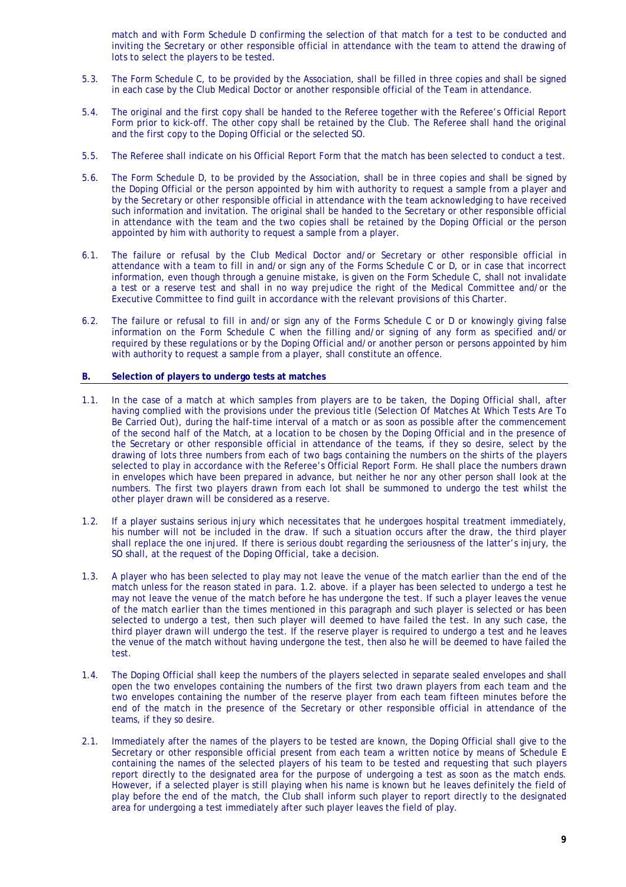match and with Form Schedule D confirming the selection of that match for a test to be conducted and inviting the Secretary or other responsible official in attendance with the team to attend the drawing of lots to select the players to be tested.

5.3. The Form Schedule C, to be provided by the Association, shall be filled in three copies and shall be signed in each case by the Club Medical Doctor or another responsible official of the Team in attendance.

5.4. The original and the first copy shall be handed to the Referee together with the Referee's Official Report Form prior to kick-off. The other copy shall be retained by the Club. The Referee shall hand the original and the first copy to the Doping Official or the selected SO.

5.5. The Referee shall indicate on his Official Report Form that the match has been selected to conduct a test.

5.6. The Form Schedule D, to be provided by the Association, shall be in three copies and shall be signed by the Doping Official or the person appointed by him with authority to request a sample from a player and by the Secretary or other responsible official in attendance with the team acknowledging to have received such information and invitation. The original shall be handed to the Secretary or other responsible official in attendance with the team and the two copies shall be retained by the Doping Official or the person appointed by him with authority to request a sample from a player.

6.1. The failure or refusal by the Club Medical Doctor and/or Secretary or other responsible official in attendance with a team to fill in and/or sign any of the Forms Schedule C or D, or in case that incorrect information, even though through a genuine mistake, is given on the Form Schedule C, shall not invalidate a test or a reserve test and shall in no way prejudice the right of the Medical Committee and/or the Executive Committee to find guilt in accordance with the relevant provisions of this Charter.

6.2. The failure or refusal to fill in and/or sign any of the Forms Schedule C or D or knowingly giving false information on the Form Schedule C when the filling and/or signing of any form as specified and/or required by these regulations or by the Doping Official and/or another person or persons appointed by him with authority to request a sample from a player, shall constitute an offence.

## B. Selection of players to undergo tests at matches

1.1. In the case of a match at which samples from players are to be taken, the Doping Official shall, after having complied with the provisions under the previous title (Selection Of Matches At Which Tests Are To Be Carried Out), during the half-time interval of a match or as soon as possible after the commencement of the second half of the Match, at a location to be chosen by the Doping Official and in the presence of the Secretary or other responsible official in attendance of the teams, if they so desire, select by the drawing of lots three numbers from each of two bags containing the numbers on the shirts of the players selected to play in accordance with the Referee's Official Report Form. He shall place the numbers drawn in envelopes which have been prepared in advance, but neither he nor any other person shall look at the numbers. The first two players drawn from each lot shall be summoned to undergo the test whilst the other player drawn will be considered as a reserve.

1.2. If a player sustains serious injury which necessitates that he undergoes hospital treatment immediately, his number will not be included in the draw. If such a situation occurs after the draw, the third player shall replace the one injured. If there is serious doubt regarding the seriousness of the latter's injury, the SO shall, at the request of the Doping Official, take a decision.

1.3. A player who has been selected to play may not leave the venue of the match earlier than the end of the match unless for the reason stated in para. 1.2. above. if a player has been selected to undergo a test he may not leave the venue of the match before he has undergone the test. If such a player leaves the venue of the match earlier than the times mentioned in this paragraph and such player is selected or has been selected to undergo a test, then such player will deemed to have failed the test. In any such case, the third player drawn will undergo the test. If the reserve player is required to undergo a test and he leaves the venue of the match without having undergone the test, then also he will be deemed to have failed the test.

1.4. The Doping Official shall keep the numbers of the players selected in separate sealed envelopes and shall open the two envelopes containing the numbers of the first two drawn players from each team and the two envelopes containing the number of the reserve player from each team fifteen minutes before the end of the match in the presence of the Secretary or other responsible official in attendance of the teams, if they so desire.

2.1. Immediately after the names of the players to be tested are known, the Doping Official shall give to the Secretary or other responsible official present from each team a written notice by means of Schedule E containing the names of the selected players of his team to be tested and requesting that such players report directly to the designated area for the purpose of undergoing a test as soon as the match ends. However, if a selected player is still playing when his name is known but he leaves definitely the field of play before the end of the match, the Club shall inform such player to report directly to the designated area for undergoing a test immediately after such player leaves the field of play.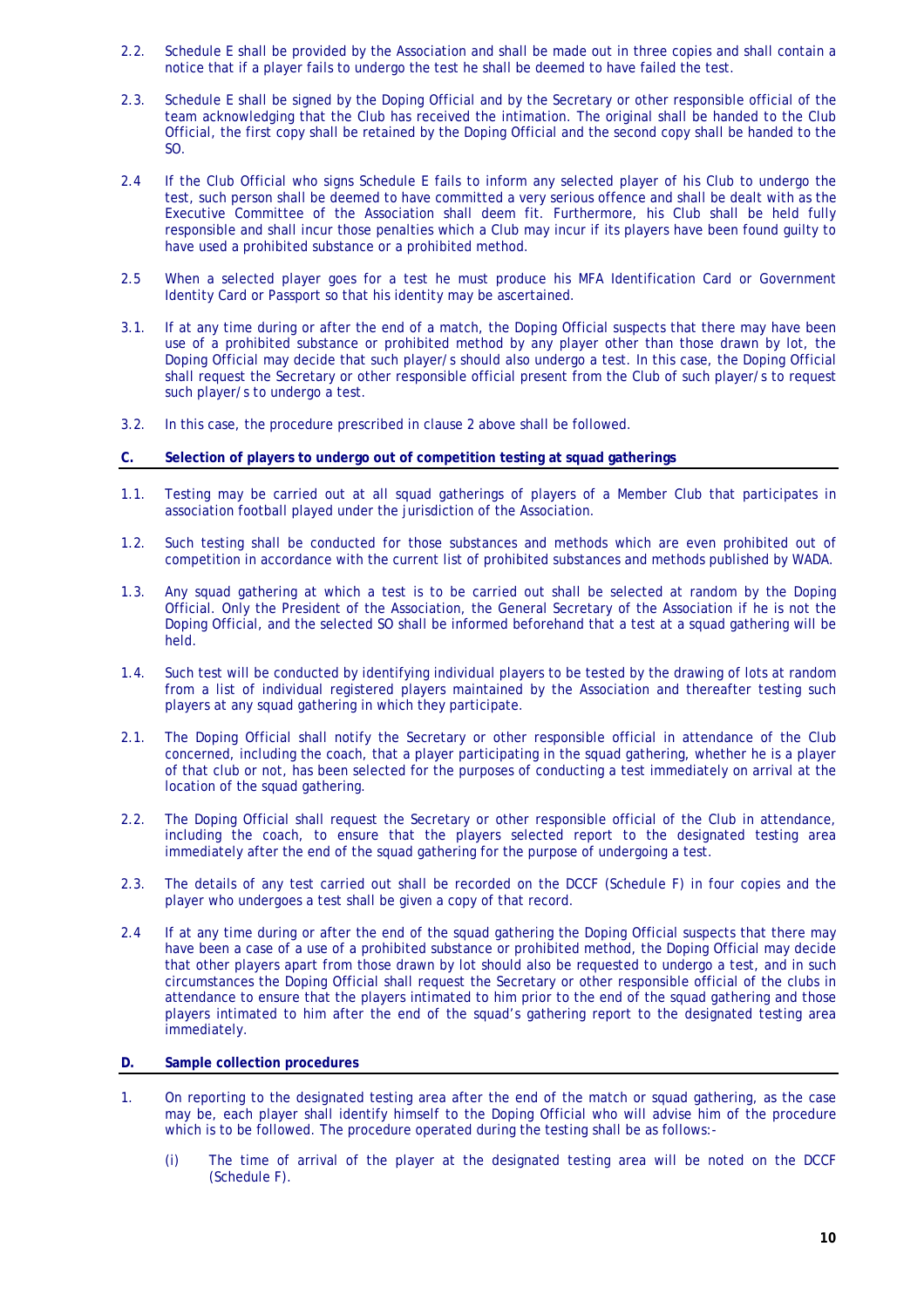2.2. Schedule E shall be provided by the Association and shall be made out in three copies and shall contain a notice that if a player fails to undergo the test he shall be deemed to have failed the test.

2.3. Schedule E shall be signed by the Doping Official and by the Secretary or other responsible official of the team acknowledging that the Club has received the intimation. The original shall be handed to the Club Official, the first copy shall be retained by the Doping Official and the second copy shall be handed to the SO.

2.4 If the Club Official who signs Schedule E fails to inform any selected player of his Club to undergo the test, such person shall be deemed to have committed a very serious offence and shall be dealt with as the Executive Committee of the Association shall deem fit. Furthermore, his Club shall be held fully responsible and shall incur those penalties which a Club may incur if its players have been found guilty to have used a prohibited substance or a prohibited method.

2.5 When a selected player goes for a test he must produce his MFA Identification Card or Government Identity Card or Passport so that his identity may be ascertained.

3.1. If at any time during or after the end of a match, the Doping Official suspects that there may have been use of a prohibited substance or prohibited method by any player other than those drawn by lot, the Doping Official may decide that such player/s should also undergo a test. In this case, the Doping Official shall request the Secretary or other responsible official present from the Club of such player/s to request such player/s to undergo a test.

3.2. In this case, the procedure prescribed in clause 2 above shall be followed.

**C. Selection of players to undergo out of competition testing at squad gatherings**

1.1. Testing may be carried out at all squad gatherings of players of a Member Club that participates in association football played under the jurisdiction of the Association.

1.2. Such testing shall be conducted for those substances and methods which are even prohibited out of competition in accordance with the current list of prohibited substances and methods published by WADA.

1.3. Any squad gathering at which a test is to be carried out shall be selected at random by the Doping Official. Only the President of the Association, the General Secretary of the Association if he is not the Doping Official, and the selected SO shall be informed beforehand that a test at a squad gathering will be held.

1.4. Such test will be conducted by identifying individual players to be tested by the drawing of lots at random from a list of individual registered players maintained by the Association and thereafter testing such players at any squad gathering in which they participate.

2.1. The Doping Official shall notify the Secretary or other responsible official in attendance of the Club concerned, including the coach, that a player participating in the squad gathering, whether he is a player of that club or not, has been selected for the purposes of conducting a test immediately on arrival at the location of the squad gathering.

2.2. The Doping Official shall request the Secretary or other responsible official of the Club in attendance, including the coach, to ensure that the players selected report to the designated testing area immediately after the end of the squad gathering for the purpose of undergoing a test.

2.3. The details of any test carried out shall be recorded on the DCCF (Schedule F) in four copies and the player who undergoes a test shall be given a copy of that record.

2.4 If at any time during or after the end of the squad gathering the Doping Official suspects that there may have been a case of a use of a prohibited substance or prohibited method, the Doping Official may decide that other players apart from those drawn by lot should also be requested to undergo a test, and in such circumstances the Doping Official shall request the Secretary or other responsible official of the clubs in attendance to ensure that the players intimated to him prior to the end of the squad gathering and those players intimated to him after the end of the squad's gathering report to the designated testing area immediately.

**D. Sample collection procedures**

1. On reporting to the designated testing area after the end of the match or squad gathering, as the case may be, each player shall identify himself to the Doping Official who will advise him of the procedure which is to be followed. The procedure operated during the testing shall be as follows:-

   (i) The time of arrival of the player at the designated testing area will be noted on the DCCF (Schedule F).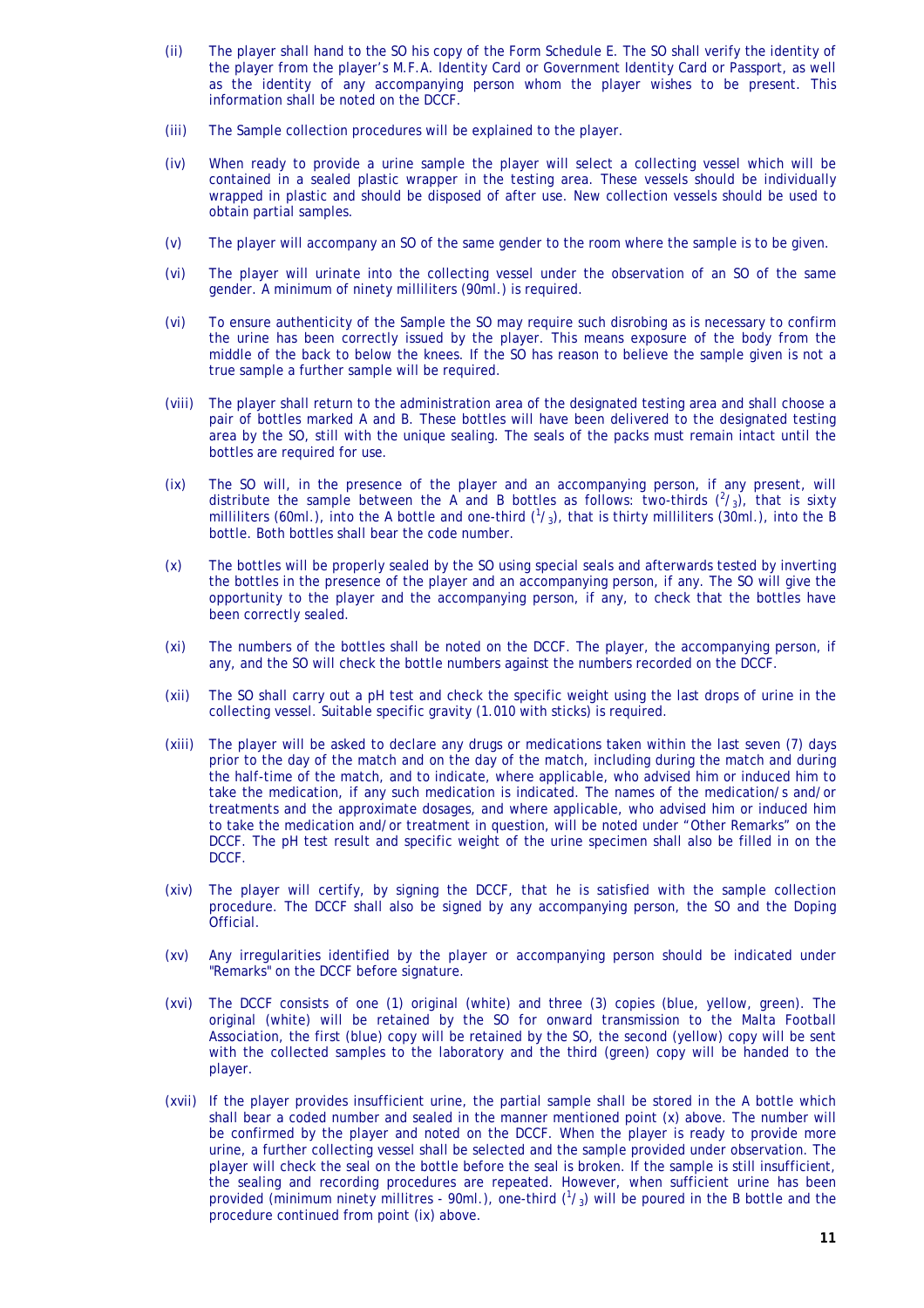(ii) The player shall hand to the SO his copy of the Form Schedule E. The SO shall verify the identity of the player from the player's M.F.A. Identity Card or Government Identity Card or Passport, as well as the identity of any accompanying person whom the player wishes to be present. This information shall be noted on the DCCF.

(iii) The Sample collection procedures will be explained to the player.

(iv) When ready to provide a urine sample the player will select a collecting vessel which will be contained in a sealed plastic wrapper in the testing area. These vessels should be individually wrapped in plastic and should be disposed of after use. New collection vessels should be used to obtain partial samples.

(v) The player will accompany an SO of the same gender to the room where the sample is to be given.

(vi) The player will urinate into the collecting vessel under the observation of an SO of the same gender. A minimum of ninety milliliters (90ml.) is required.

(vi) To ensure authenticity of the Sample the SO may require such disrobing as is necessary to confirm the urine has been correctly issued by the player. This means exposure of the body from the middle of the back to below the knees. If the SO has reason to believe the sample given is not a true sample a further sample will be required.

(viii) The player shall return to the administration area of the designated testing area and shall choose a pair of bottles marked A and B. These bottles will have been delivered to the designated testing area by the SO, still with the unique sealing. The seals of the packs must remain intact until the bottles are required for use.

(ix) The SO will, in the presence of the player and an accompanying person, if any present, will distribute the sample between the A and B bottles as follows: two-thirds ($^2/_3$), that is sixty milliliters (60ml.), into the A bottle and one-third ($^1/_3$), that is thirty milliliters (30ml.), into the B bottle. Both bottles shall bear the code number.

(x) The bottles will be properly sealed by the SO using special seals and afterwards tested by inverting the bottles in the presence of the player and an accompanying person, if any. The SO will give the opportunity to the player and the accompanying person, if any, to check that the bottles have been correctly sealed.

(xi) The numbers of the bottles shall be noted on the DCCF. The player, the accompanying person, if any, and the SO will check the bottle numbers against the numbers recorded on the DCCF.

(xii) The SO shall carry out a pH test and check the specific weight using the last drops of urine in the collecting vessel. Suitable specific gravity (1.010 with sticks) is required.

(xiii) The player will be asked to declare any drugs or medications taken within the last seven (7) days prior to the day of the match and on the day of the match, including during the match and during the half-time of the match, and to indicate, where applicable, who advised him or induced him to take the medication, if any such medication is indicated. The names of the medication/s and/or treatments and the approximate dosages, and where applicable, who advised him or induced him to take the medication and/or treatment in question, will be noted under "Other Remarks" on the DCCF. The pH test result and specific weight of the urine specimen shall also be filled in on the DCCF.

(xiv) The player will certify, by signing the DCCF, that he is satisfied with the sample collection procedure. The DCCF shall also be signed by any accompanying person, the SO and the Doping Official.

(xv) Any irregularities identified by the player or accompanying person should be indicated under "Remarks" on the DCCF before signature.

(xvi) The DCCF consists of one (1) original (white) and three (3) copies (blue, yellow, green). The original (white) will be retained by the SO for onward transmission to the Malta Football Association, the first (blue) copy will be retained by the SO, the second (yellow) copy will be sent with the collected samples to the laboratory and the third (green) copy will be handed to the player.

(xvii) If the player provides insufficient urine, the partial sample shall be stored in the A bottle which shall bear a coded number and sealed in the manner mentioned point (x) above. The number will be confirmed by the player and noted on the DCCF. When the player is ready to provide more urine, a further collecting vessel shall be selected and the sample provided under observation. The player will check the seal on the bottle before the seal is broken. If the sample is still insufficient, the sealing and recording procedures are repeated. However, when sufficient urine has been provided (minimum ninety millitres - 90ml.), one-third ($^1/_3$) will be poured in the B bottle and the procedure continued from point (ix) above.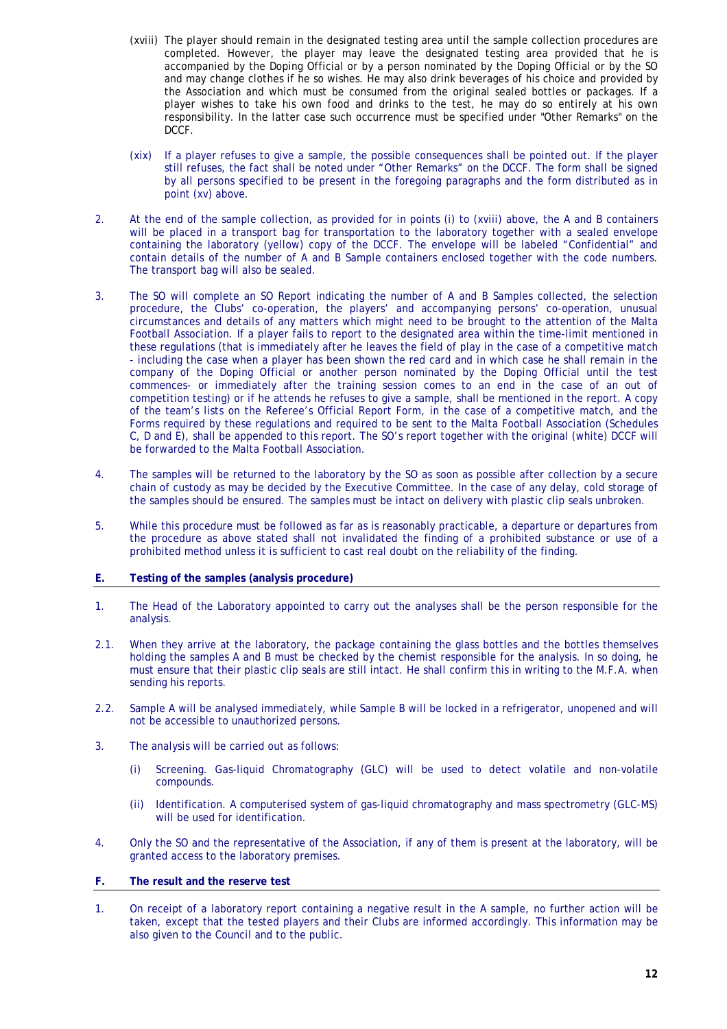(xviii) The player should remain in the designated testing area until the sample collection procedures are completed. However, the player may leave the designated testing area provided that he is accompanied by the Doping Official or by a person nominated by the Doping Official or by the SO and may change clothes if he so wishes. He may also drink beverages of his choice and provided by the Association and which must be consumed from the original sealed bottles or packages. If a player wishes to take his own food and drinks to the test, he may do so entirely at his own responsibility. In the latter case such occurrence must be specified under "Other Remarks" on the DCCF.

(xix) If a player refuses to give a sample, the possible consequences shall be pointed out. If the player still refuses, the fact shall be noted under "Other Remarks" on the DCCF. The form shall be signed by all persons specified to be present in the foregoing paragraphs and the form distributed as in point (xv) above.

2. At the end of the sample collection, as provided for in points (i) to (xviii) above, the A and B containers will be placed in a transport bag for transportation to the laboratory together with a sealed envelope containing the laboratory (yellow) copy of the DCCF. The envelope will be labeled "Confidential" and contain details of the number of A and B Sample containers enclosed together with the code numbers. The transport bag will also be sealed.

3. The SO will complete an SO Report indicating the number of A and B Samples collected, the selection procedure, the Clubs' co-operation, the players' and accompanying persons' co-operation, unusual circumstances and details of any matters which might need to be brought to the attention of the Malta Football Association. If a player fails to report to the designated area within the time-limit mentioned in these regulations (that is immediately after he leaves the field of play in the case of a competitive match - including the case when a player has been shown the red card and in which case he shall remain in the company of the Doping Official or another person nominated by the Doping Official until the test commences- or immediately after the training session comes to an end in the case of an out of competition testing) or if he attends he refuses to give a sample, shall be mentioned in the report. A copy of the team's lists on the Referee's Official Report Form, in the case of a competitive match, and the Forms required by these regulations and required to be sent to the Malta Football Association (Schedules C, D and E), shall be appended to this report. The SO's report together with the original (white) DCCF will be forwarded to the Malta Football Association.

4. The samples will be returned to the laboratory by the SO as soon as possible after collection by a secure chain of custody as may be decided by the Executive Committee. In the case of any delay, cold storage of the samples should be ensured. The samples must be intact on delivery with plastic clip seals unbroken.

5. While this procedure must be followed as far as is reasonably practicable, a departure or departures from the procedure as above stated shall not invalidated the finding of a prohibited substance or use of a prohibited method unless it is sufficient to cast real doubt on the reliability of the finding.

## E. Testing of the samples (analysis procedure)

1. The Head of the Laboratory appointed to carry out the analyses shall be the person responsible for the analysis.

2.1. When they arrive at the laboratory, the package containing the glass bottles and the bottles themselves holding the samples A and B must be checked by the chemist responsible for the analysis. In so doing, he must ensure that their plastic clip seals are still intact. He shall confirm this in writing to the M.F.A. when sending his reports.

2.2. Sample A will be analysed immediately, while Sample B will be locked in a refrigerator, unopened and will not be accessible to unauthorized persons.

3. The analysis will be carried out as follows:

   (i) Screening. Gas-liquid Chromatography (GLC) will be used to detect volatile and non-volatile compounds.

   (ii) Identification. A computerised system of gas-liquid chromatography and mass spectrometry (GLC-MS) will be used for identification.

4. Only the SO and the representative of the Association, if any of them is present at the laboratory, will be granted access to the laboratory premises.

## F. The result and the reserve test

1. On receipt of a laboratory report containing a negative result in the A sample, no further action will be taken, except that the tested players and their Clubs are informed accordingly. This information may be also given to the Council and to the public.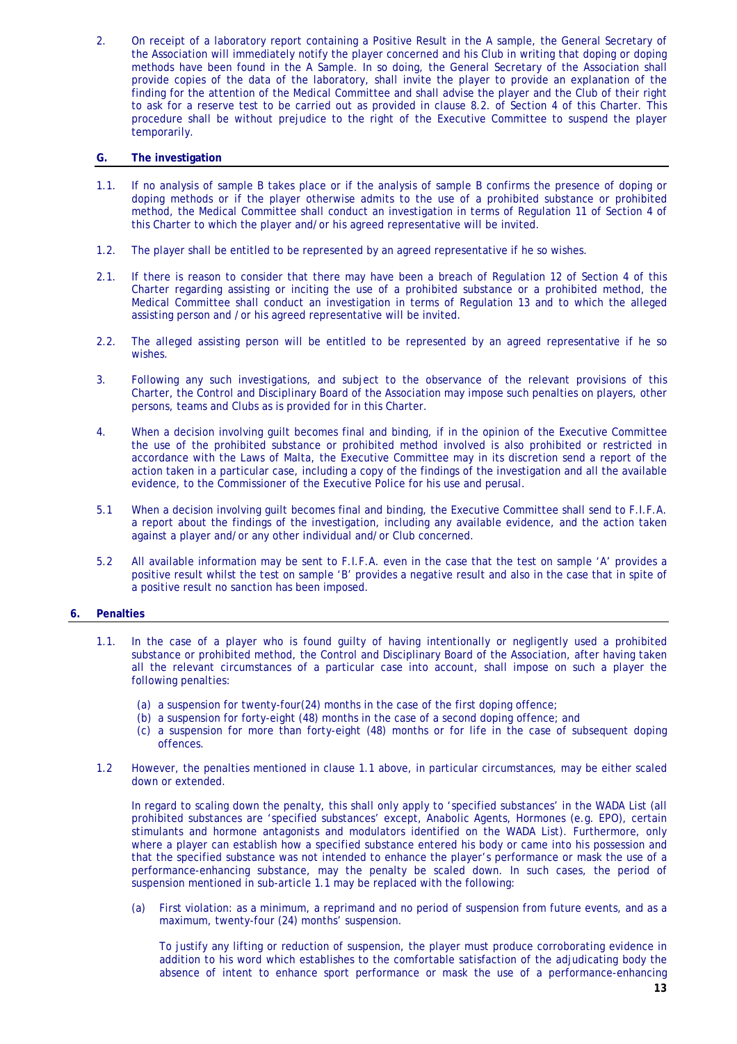2. On receipt of a laboratory report containing a Positive Result in the A sample, the General Secretary of the Association will immediately notify the player concerned and his Club in writing that doping or doping methods have been found in the A Sample. In so doing, the General Secretary of the Association shall provide copies of the data of the laboratory, shall invite the player to provide an explanation of the finding for the attention of the Medical Committee and shall advise the player and the Club of their right to ask for a reserve test to be carried out as provided in clause 8.2. of Section 4 of this Charter. This procedure shall be without prejudice to the right of the Executive Committee to suspend the player temporarily.

### G. The investigation

1.1. If no analysis of sample B takes place or if the analysis of sample B confirms the presence of doping or doping methods or if the player otherwise admits to the use of a prohibited substance or prohibited method, the Medical Committee shall conduct an investigation in terms of Regulation 11 of Section 4 of this Charter to which the player and/or his agreed representative will be invited.

1.2. The player shall be entitled to be represented by an agreed representative if he so wishes.

2.1. If there is reason to consider that there may have been a breach of Regulation 12 of Section 4 of this Charter regarding assisting or inciting the use of a prohibited substance or a prohibited method, the Medical Committee shall conduct an investigation in terms of Regulation 13 and to which the alleged assisting person and /or his agreed representative will be invited.

2.2. The alleged assisting person will be entitled to be represented by an agreed representative if he so wishes.

3. Following any such investigations, and subject to the observance of the relevant provisions of this Charter, the Control and Disciplinary Board of the Association may impose such penalties on players, other persons, teams and Clubs as is provided for in this Charter.

4. When a decision involving guilt becomes final and binding, if in the opinion of the Executive Committee the use of the prohibited substance or prohibited method involved is also prohibited or restricted in accordance with the Laws of Malta, the Executive Committee may in its discretion send a report of the action taken in a particular case, including a copy of the findings of the investigation and all the available evidence, to the Commissioner of the Executive Police for his use and perusal.

5.1 When a decision involving guilt becomes final and binding, the Executive Committee shall send to F.I.F.A. a report about the findings of the investigation, including any available evidence, and the action taken against a player and/or any other individual and/or Club concerned.

5.2 All available information may be sent to F.I.F.A. even in the case that the test on sample 'A' provides a positive result whilst the test on sample 'B' provides a negative result and also in the case that in spite of a positive result no sanction has been imposed.

## 6. Penalties

1.1. In the case of a player who is found guilty of having intentionally or negligently used a prohibited substance or prohibited method, the Control and Disciplinary Board of the Association, after having taken all the relevant circumstances of a particular case into account, shall impose on such a player the following penalties:

(a) a suspension for twenty-four(24) months in the case of the first doping offence;
(b) a suspension for forty-eight (48) months in the case of a second doping offence; and
(c) a suspension for more than forty-eight (48) months or for life in the case of subsequent doping offences.

1.2 However, the penalties mentioned in clause 1.1 above, in particular circumstances, may be either scaled down or extended.

In regard to scaling down the penalty, this shall only apply to 'specified substances' in the WADA List (all prohibited substances are 'specified substances' except, Anabolic Agents, Hormones (e.g. EPO), certain stimulants and hormone antagonists and modulators identified on the WADA List). Furthermore, only where a player can establish how a specified substance entered his body or came into his possession and that the specified substance was not intended to enhance the player's performance or mask the use of a performance-enhancing substance, may the penalty be scaled down. In such cases, the period of suspension mentioned in sub-article 1.1 may be replaced with the following:

(a) First violation: as a minimum, a reprimand and no period of suspension from future events, and as a maximum, twenty-four (24) months' suspension.

To justify any lifting or reduction of suspension, the player must produce corroborating evidence in addition to his word which establishes to the comfortable satisfaction of the adjudicating body the absence of intent to enhance sport performance or mask the use of a performance-enhancing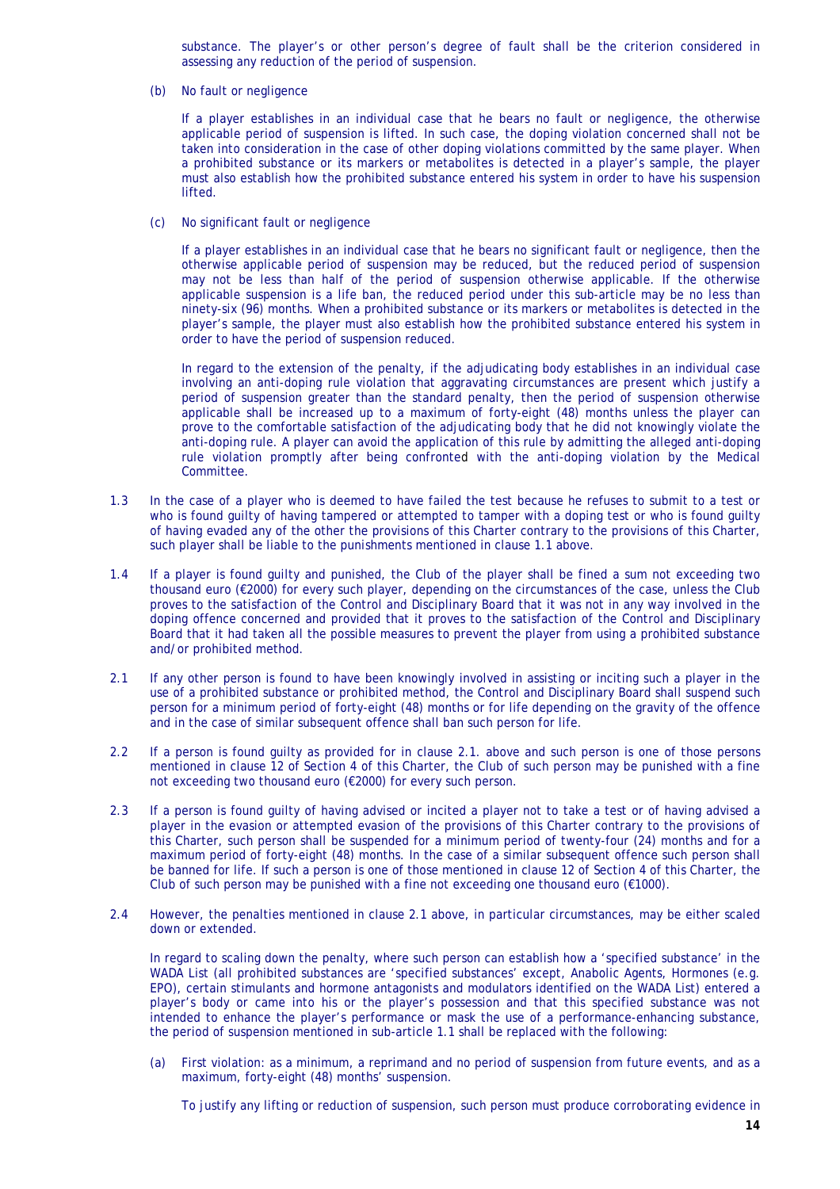substance. The player's or other person's degree of fault shall be the criterion considered in assessing any reduction of the period of suspension.

(b) No fault or negligence

If a player establishes in an individual case that he bears no fault or negligence, the otherwise applicable period of suspension is lifted. In such case, the doping violation concerned shall not be taken into consideration in the case of other doping violations committed by the same player. When a prohibited substance or its markers or metabolites is detected in a player's sample, the player must also establish how the prohibited substance entered his system in order to have his suspension lifted.

(c) No significant fault or negligence

If a player establishes in an individual case that he bears no significant fault or negligence, then the otherwise applicable period of suspension may be reduced, but the reduced period of suspension may not be less than half of the period of suspension otherwise applicable. If the otherwise applicable suspension is a life ban, the reduced period under this sub-article may be no less than ninety-six (96) months. When a prohibited substance or its markers or metabolites is detected in the player's sample, the player must also establish how the prohibited substance entered his system in order to have the period of suspension reduced.

In regard to the extension of the penalty, if the adjudicating body establishes in an individual case involving an anti-doping rule violation that aggravating circumstances are present which justify a period of suspension greater than the standard penalty, then the period of suspension otherwise applicable shall be increased up to a maximum of forty-eight (48) months unless the player can prove to the comfortable satisfaction of the adjudicating body that he did not knowingly violate the anti-doping rule. A player can avoid the application of this rule by admitting the alleged anti-doping rule violation promptly after being confronted with the anti-doping violation by the Medical Committee.

1.3 In the case of a player who is deemed to have failed the test because he refuses to submit to a test or who is found guilty of having tampered or attempted to tamper with a doping test or who is found guilty of having evaded any of the other the provisions of this Charter contrary to the provisions of this Charter, such player shall be liable to the punishments mentioned in clause 1.1 above.

1.4 If a player is found guilty and punished, the Club of the player shall be fined a sum not exceeding two thousand euro (€2000) for every such player, depending on the circumstances of the case, unless the Club proves to the satisfaction of the Control and Disciplinary Board that it was not in any way involved in the doping offence concerned and provided that it proves to the satisfaction of the Control and Disciplinary Board that it had taken all the possible measures to prevent the player from using a prohibited substance and/or prohibited method.

2.1 If any other person is found to have been knowingly involved in assisting or inciting such a player in the use of a prohibited substance or prohibited method, the Control and Disciplinary Board shall suspend such person for a minimum period of forty-eight (48) months or for life depending on the gravity of the offence and in the case of similar subsequent offence shall ban such person for life.

2.2 If a person is found guilty as provided for in clause 2.1. above and such person is one of those persons mentioned in clause 12 of Section 4 of this Charter, the Club of such person may be punished with a fine not exceeding two thousand euro (€2000) for every such person.

2.3 If a person is found guilty of having advised or incited a player not to take a test or of having advised a player in the evasion or attempted evasion of the provisions of this Charter contrary to the provisions of this Charter, such person shall be suspended for a minimum period of twenty-four (24) months and for a maximum period of forty-eight (48) months. In the case of a similar subsequent offence such person shall be banned for life. If such a person is one of those mentioned in clause 12 of Section 4 of this Charter, the Club of such person may be punished with a fine not exceeding one thousand euro (€1000).

2.4 However, the penalties mentioned in clause 2.1 above, in particular circumstances, may be either scaled down or extended.

In regard to scaling down the penalty, where such person can establish how a 'specified substance' in the WADA List (all prohibited substances are 'specified substances' except, Anabolic Agents, Hormones (e.g. EPO), certain stimulants and hormone antagonists and modulators identified on the WADA List) entered a player's body or came into his or the player's possession and that this specified substance was not intended to enhance the player's performance or mask the use of a performance-enhancing substance, the period of suspension mentioned in sub-article 1.1 shall be replaced with the following:

(a) First violation: as a minimum, a reprimand and no period of suspension from future events, and as a maximum, forty-eight (48) months' suspension.

To justify any lifting or reduction of suspension, such person must produce corroborating evidence in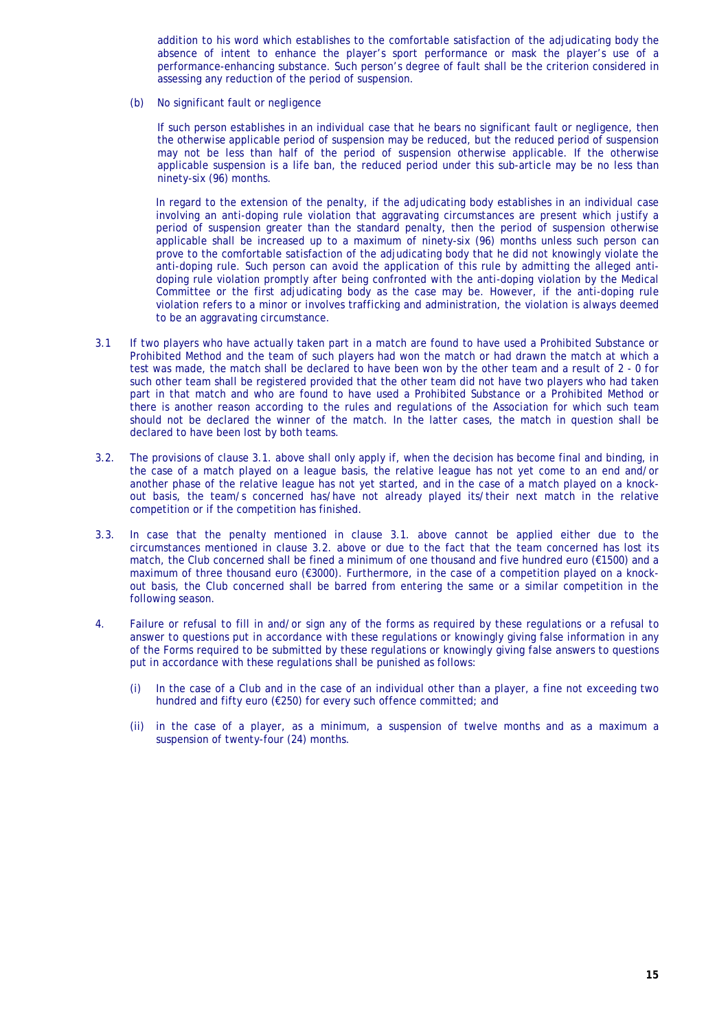addition to his word which establishes to the comfortable satisfaction of the adjudicating body the absence of intent to enhance the player's sport performance or mask the player's use of a performance-enhancing substance. Such person's degree of fault shall be the criterion considered in assessing any reduction of the period of suspension.

(b) No significant fault or negligence

If such person establishes in an individual case that he bears no significant fault or negligence, then the otherwise applicable period of suspension may be reduced, but the reduced period of suspension may not be less than half of the period of suspension otherwise applicable. If the otherwise applicable suspension is a life ban, the reduced period under this sub-article may be no less than ninety-six (96) months.

In regard to the extension of the penalty, if the adjudicating body establishes in an individual case involving an anti-doping rule violation that aggravating circumstances are present which justify a period of suspension greater than the standard penalty, then the period of suspension otherwise applicable shall be increased up to a maximum of ninety-six (96) months unless such person can prove to the comfortable satisfaction of the adjudicating body that he did not knowingly violate the anti-doping rule. Such person can avoid the application of this rule by admitting the alleged anti-doping rule violation promptly after being confronted with the anti-doping violation by the Medical Committee or the first adjudicating body as the case may be. However, if the anti-doping rule violation refers to a minor or involves trafficking and administration, the violation is always deemed to be an aggravating circumstance.

3.1 If two players who have actually taken part in a match are found to have used a Prohibited Substance or Prohibited Method and the team of such players had won the match or had drawn the match at which a test was made, the match shall be declared to have been won by the other team and a result of 2 - 0 for such other team shall be registered provided that the other team did not have two players who had taken part in that match and who are found to have used a Prohibited Substance or a Prohibited Method or there is another reason according to the rules and regulations of the Association for which such team should not be declared the winner of the match. In the latter cases, the match in question shall be declared to have been lost by both teams.

3.2. The provisions of clause 3.1. above shall only apply if, when the decision has become final and binding, in the case of a match played on a league basis, the relative league has not yet come to an end and/or another phase of the relative league has not yet started, and in the case of a match played on a knock-out basis, the team/s concerned has/have not already played its/their next match in the relative competition or if the competition has finished.

3.3. In case that the penalty mentioned in clause 3.1. above cannot be applied either due to the circumstances mentioned in clause 3.2. above or due to the fact that the team concerned has lost its match, the Club concerned shall be fined a minimum of one thousand and five hundred euro (€1500) and a maximum of three thousand euro (€3000). Furthermore, in the case of a competition played on a knock-out basis, the Club concerned shall be barred from entering the same or a similar competition in the following season.

4. Failure or refusal to fill in and/or sign any of the forms as required by these regulations or a refusal to answer to questions put in accordance with these regulations or knowingly giving false information in any of the Forms required to be submitted by these regulations or knowingly giving false answers to questions put in accordance with these regulations shall be punished as follows:

(i) In the case of a Club and in the case of an individual other than a player, a fine not exceeding two hundred and fifty euro (€250) for every such offence committed; and

(ii) in the case of a player, as a minimum, a suspension of twelve months and as a maximum a suspension of twenty-four (24) months.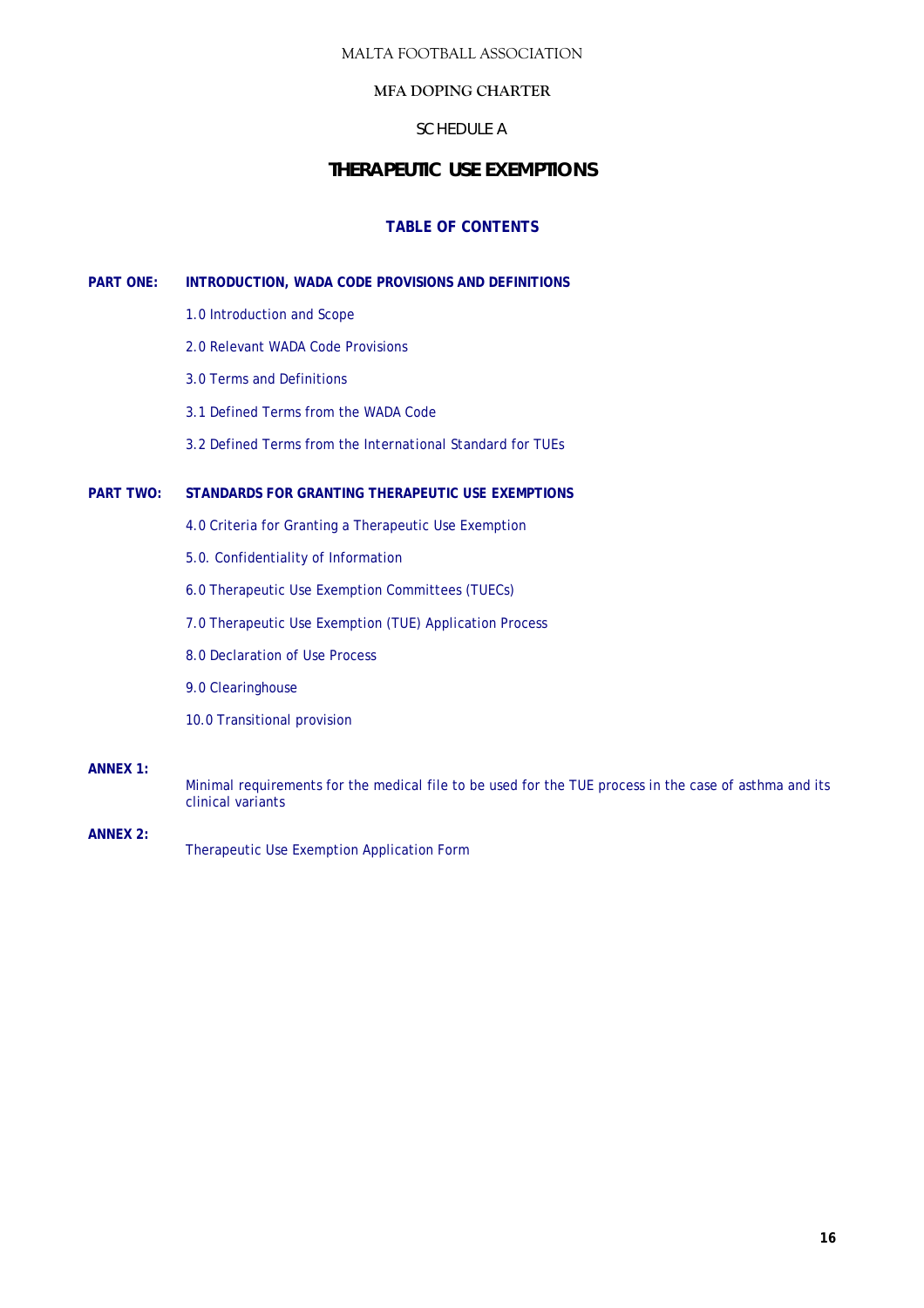MALTA FOOTBALL ASSOCIATION

**MFA DOPING CHARTER**

SCHEDULE A

# THERAPEUTIC USE EXEMPTIONS

## TABLE OF CONTENTS

**PART ONE: INTRODUCTION, WADA CODE PROVISIONS AND DEFINITIONS**

- 1.0 Introduction and Scope
- 2.0 Relevant WADA Code Provisions
- 3.0 Terms and Definitions
- 3.1 Defined Terms from the WADA Code
- 3.2 Defined Terms from the International Standard for TUEs

**PART TWO: STANDARDS FOR GRANTING THERAPEUTIC USE EXEMPTIONS**

- 4.0 Criteria for Granting a Therapeutic Use Exemption
- 5.0. Confidentiality of Information
- 6.0 Therapeutic Use Exemption Committees (TUECs)
- 7.0 Therapeutic Use Exemption (TUE) Application Process
- 8.0 Declaration of Use Process
- 9.0 Clearinghouse
- 10.0 Transitional provision

**ANNEX 1:** Minimal requirements for the medical file to be used for the TUE process in the case of asthma and its clinical variants

**ANNEX 2:** Therapeutic Use Exemption Application Form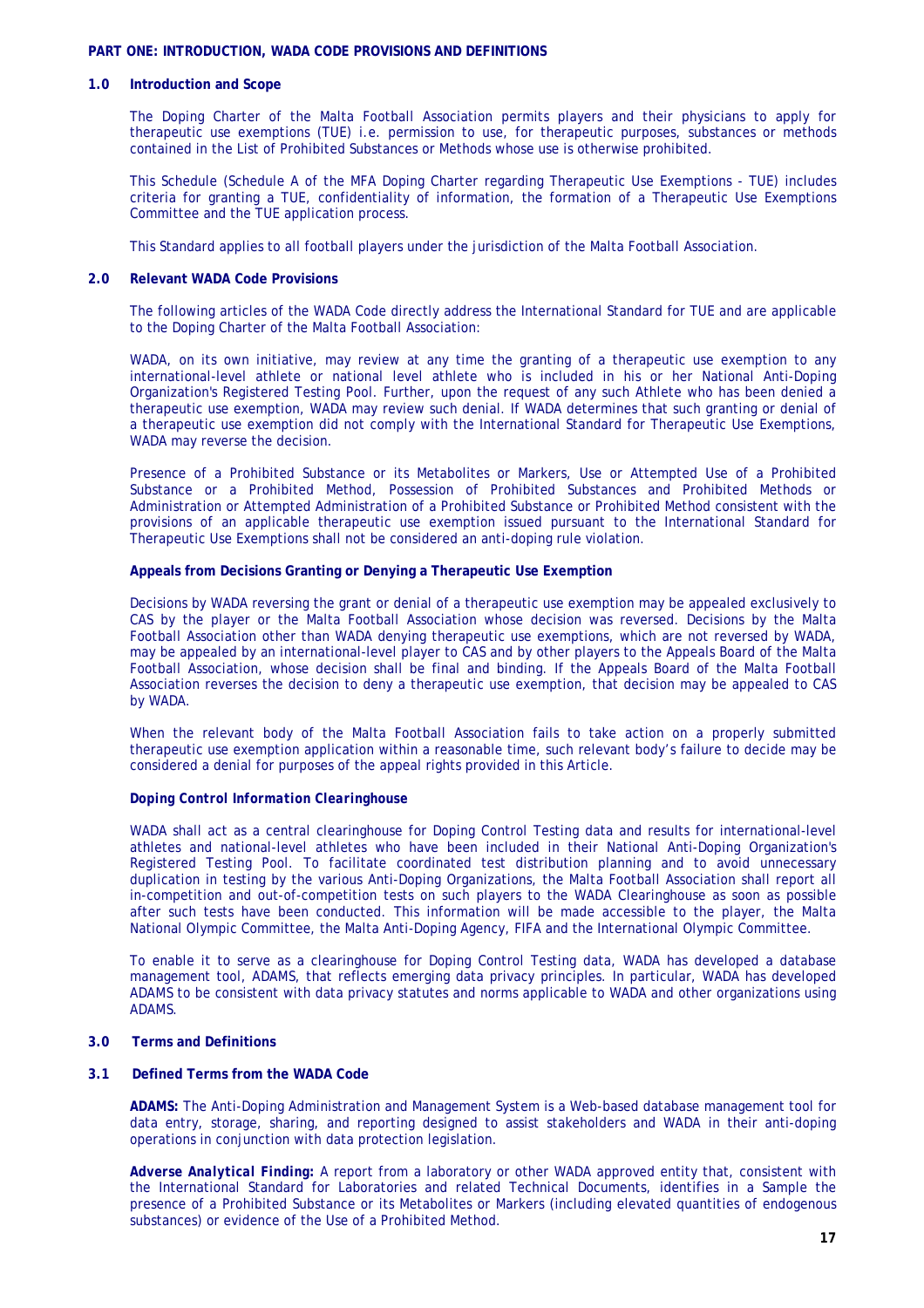## PART ONE: INTRODUCTION, WADA CODE PROVISIONS AND DEFINITIONS

### 1.0 Introduction and Scope

The Doping Charter of the Malta Football Association permits players and their physicians to apply for therapeutic use exemptions (TUE) i.e. permission to use, for therapeutic purposes, substances or methods contained in the List of Prohibited Substances or Methods whose use is otherwise prohibited.

This Schedule (Schedule A of the MFA Doping Charter regarding Therapeutic Use Exemptions - TUE) includes criteria for granting a TUE, confidentiality of information, the formation of a Therapeutic Use Exemptions Committee and the TUE application process.

This Standard applies to all football players under the jurisdiction of the Malta Football Association.

### 2.0 Relevant WADA Code Provisions

The following articles of the WADA Code directly address the International Standard for TUE and are applicable to the Doping Charter of the Malta Football Association:

WADA, on its own initiative, may review at any time the granting of a therapeutic use exemption to any international-level athlete or national level athlete who is included in his or her National Anti-Doping Organization's Registered Testing Pool. Further, upon the request of any such Athlete who has been denied a therapeutic use exemption, WADA may review such denial. If WADA determines that such granting or denial of a therapeutic use exemption did not comply with the International Standard for Therapeutic Use Exemptions, WADA may reverse the decision.

Presence of a Prohibited Substance or its Metabolites or Markers, Use or Attempted Use of a Prohibited Substance or a Prohibited Method, Possession of Prohibited Substances and Prohibited Methods or Administration or Attempted Administration of a Prohibited Substance or Prohibited Method consistent with the provisions of an applicable therapeutic use exemption issued pursuant to the International Standard for Therapeutic Use Exemptions shall not be considered an anti-doping rule violation.

**Appeals from Decisions Granting or Denying a Therapeutic Use Exemption**

Decisions by WADA reversing the grant or denial of a therapeutic use exemption may be appealed exclusively to CAS by the player or the Malta Football Association whose decision was reversed. Decisions by the Malta Football Association other than WADA denying therapeutic use exemptions, which are not reversed by WADA, may be appealed by an international-level player to CAS and by other players to the Appeals Board of the Malta Football Association, whose decision shall be final and binding. If the Appeals Board of the Malta Football Association reverses the decision to deny a therapeutic use exemption, that decision may be appealed to CAS by WADA.

When the relevant body of the Malta Football Association fails to take action on a properly submitted therapeutic use exemption application within a reasonable time, such relevant body's failure to decide may be considered a denial for purposes of the appeal rights provided in this Article.

***Doping Control Information Clearinghouse***

WADA shall act as a central clearinghouse for Doping Control Testing data and results for international-level athletes and national-level athletes who have been included in their National Anti-Doping Organization's Registered Testing Pool. To facilitate coordinated test distribution planning and to avoid unnecessary duplication in testing by the various Anti-Doping Organizations, the Malta Football Association shall report all in-competition and out-of-competition tests on such players to the WADA Clearinghouse as soon as possible after such tests have been conducted. This information will be made accessible to the player, the Malta National Olympic Committee, the Malta Anti-Doping Agency, FIFA and the International Olympic Committee.

To enable it to serve as a clearinghouse for Doping Control Testing data, WADA has developed a database management tool, ADAMS, that reflects emerging data privacy principles. In particular, WADA has developed ADAMS to be consistent with data privacy statutes and norms applicable to WADA and other organizations using ADAMS.

### 3.0 Terms and Definitions

### 3.1 Defined Terms from the WADA Code

**ADAMS:** The Anti-Doping Administration and Management System is a Web-based database management tool for data entry, storage, sharing, and reporting designed to assist stakeholders and WADA in their anti-doping operations in conjunction with data protection legislation.

***Adverse Analytical Finding:*** A report from a laboratory or other WADA approved entity that, consistent with the International Standard for Laboratories and related Technical Documents, identifies in a Sample the presence of a Prohibited Substance or its Metabolites or Markers (including elevated quantities of endogenous substances) or evidence of the Use of a Prohibited Method.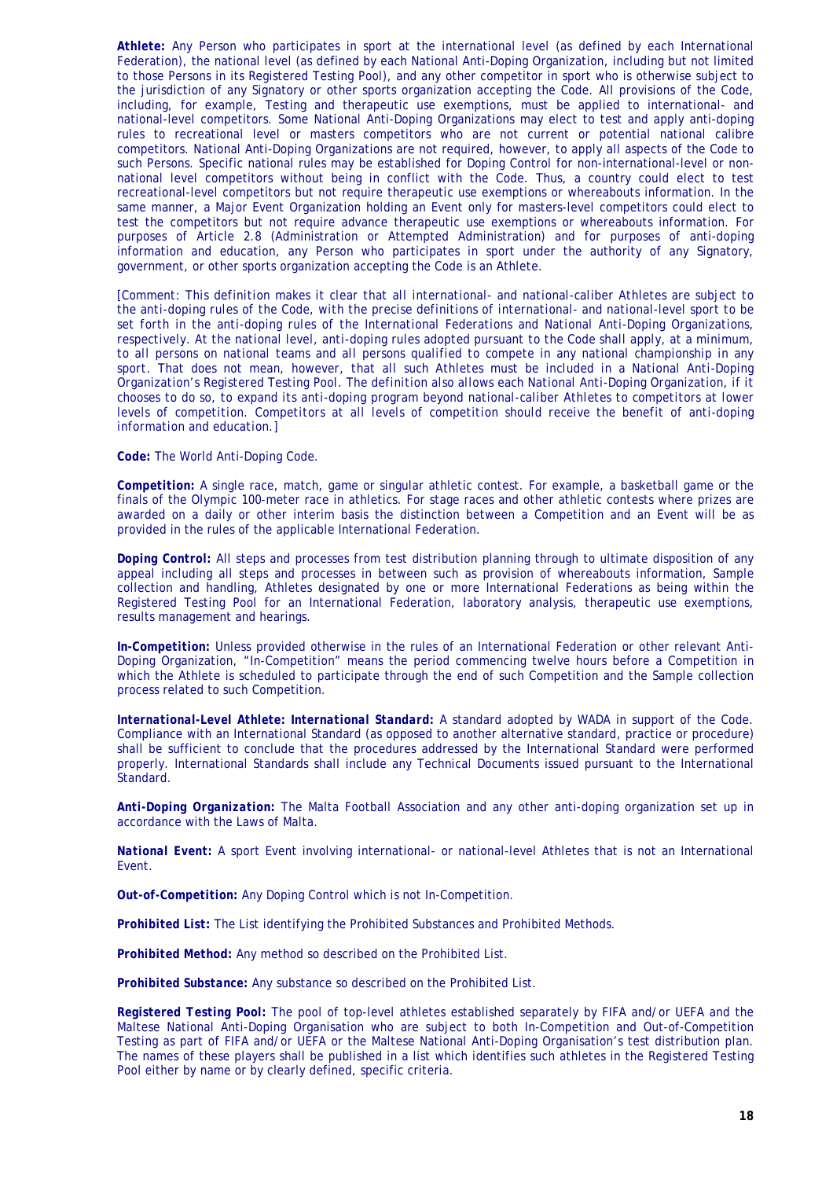**Athlete:** Any Person who participates in sport at the international level (as defined by each International Federation), the national level (as defined by each National Anti-Doping Organization, including but not limited to those Persons in its Registered Testing Pool), and any other competitor in sport who is otherwise subject to the jurisdiction of any Signatory or other sports organization accepting the Code. All provisions of the Code, including, for example, Testing and therapeutic use exemptions, must be applied to international- and national-level competitors. Some National Anti-Doping Organizations may elect to test and apply anti-doping rules to recreational level or masters competitors who are not current or potential national calibre competitors. National Anti-Doping Organizations are not required, however, to apply all aspects of the Code to such Persons. Specific national rules may be established for Doping Control for non-international-level or non-national level competitors without being in conflict with the Code. Thus, a country could elect to test recreational-level competitors but not require therapeutic use exemptions or whereabouts information. In the same manner, a Major Event Organization holding an Event only for masters-level competitors could elect to test the competitors but not require advance therapeutic use exemptions or whereabouts information. For purposes of Article 2.8 (Administration or Attempted Administration) and for purposes of anti-doping information and education, any Person who participates in sport under the authority of any Signatory, government, or other sports organization accepting the Code is an Athlete.

*[Comment: This definition makes it clear that all international- and national-caliber Athletes are subject to the anti-doping rules of the Code, with the precise definitions of international- and national-level sport to be set forth in the anti-doping rules of the International Federations and National Anti-Doping Organizations, respectively. At the national level, anti-doping rules adopted pursuant to the Code shall apply, at a minimum, to all persons on national teams and all persons qualified to compete in any national championship in any sport. That does not mean, however, that all such Athletes must be included in a National Anti-Doping Organization's Registered Testing Pool. The definition also allows each National Anti-Doping Organization, if it chooses to do so, to expand its anti-doping program beyond national-caliber Athletes to competitors at lower levels of competition. Competitors at all levels of competition should receive the benefit of anti-doping information and education.]*

**Code:** The World Anti-Doping Code.

**Competition:** A single race, match, game or singular athletic contest. For example, a basketball game or the finals of the Olympic 100-meter race in athletics. For stage races and other athletic contests where prizes are awarded on a daily or other interim basis the distinction between a Competition and an Event will be as provided in the rules of the applicable International Federation.

**Doping Control:** All steps and processes from test distribution planning through to ultimate disposition of any appeal including all steps and processes in between such as provision of whereabouts information, Sample collection and handling, Athletes designated by one or more International Federations as being within the Registered Testing Pool for an International Federation, laboratory analysis, therapeutic use exemptions, results management and hearings.

**In-Competition:** Unless provided otherwise in the rules of an International Federation or other relevant Anti-Doping Organization, "In-Competition" means the period commencing twelve hours before a Competition in which the Athlete is scheduled to participate through the end of such Competition and the Sample collection process related to such Competition.

***International-Level Athlete: International Standard:*** A standard adopted by WADA in support of the Code. Compliance with an International Standard (as opposed to another alternative standard, practice or procedure) shall be sufficient to conclude that the procedures addressed by the International Standard were performed properly. International Standards shall include any Technical Documents issued pursuant to the International Standard.

***Anti-Doping Organization:*** The Malta Football Association and any other anti-doping organization set up in accordance with the Laws of Malta.

***National Event:*** A sport Event involving international- or national-level Athletes that is not an International Event.

***Out-of-Competition:*** Any Doping Control which is not In-Competition.

***Prohibited List:*** The List identifying the Prohibited Substances and Prohibited Methods.

***Prohibited Method:*** Any method so described on the Prohibited List.

***Prohibited Substance:*** Any substance so described on the Prohibited List.

***Registered Testing Pool:*** The pool of top-level athletes established separately by FIFA and/or UEFA and the Maltese National Anti-Doping Organisation who are subject to both In-Competition and Out-of-Competition Testing as part of FIFA and/or UEFA or the Maltese National Anti-Doping Organisation's test distribution plan. The names of these players shall be published in a list which identifies such athletes in the Registered Testing Pool either by name or by clearly defined, specific criteria.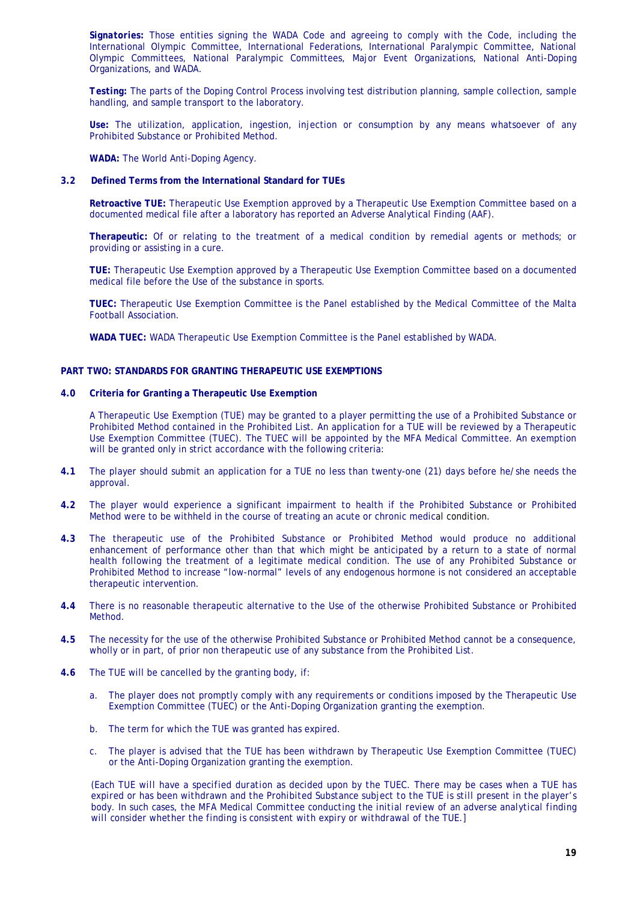***Signatories:*** Those entities signing the WADA Code and agreeing to comply with the Code, including the International Olympic Committee, International Federations, International Paralympic Committee, National Olympic Committees, National Paralympic Committees, Major Event Organizations, National Anti-Doping Organizations, and WADA.

***Testing:*** The parts of the Doping Control Process involving test distribution planning, sample collection, sample handling, and sample transport to the laboratory.

**Use:** The utilization, application, ingestion, injection or consumption by any means whatsoever of any Prohibited Substance or Prohibited Method.

**WADA:** The World Anti-Doping Agency.

### 3.2 Defined Terms from the International Standard for TUEs

**Retroactive TUE:** Therapeutic Use Exemption approved by a Therapeutic Use Exemption Committee based on a documented medical file after a laboratory has reported an Adverse Analytical Finding (AAF).

**Therapeutic:** Of or relating to the treatment of a medical condition by remedial agents or methods; or providing or assisting in a cure.

**TUE:** Therapeutic Use Exemption approved by a Therapeutic Use Exemption Committee based on a documented medical file before the Use of the substance in sports.

**TUEC:** Therapeutic Use Exemption Committee is the Panel established by the Medical Committee of the Malta Football Association.

**WADA TUEC:** WADA Therapeutic Use Exemption Committee is the Panel established by WADA.

## PART TWO: STANDARDS FOR GRANTING THERAPEUTIC USE EXEMPTIONS

### 4.0 Criteria for Granting a Therapeutic Use Exemption

A Therapeutic Use Exemption (TUE) may be granted to a player permitting the use of a Prohibited Substance or Prohibited Method contained in the Prohibited List. An application for a TUE will be reviewed by a Therapeutic Use Exemption Committee (TUEC). The TUEC will be appointed by the MFA Medical Committee. An exemption will be granted only in strict accordance with the following criteria:

**4.1** The player should submit an application for a TUE no less than twenty-one (21) days before he/she needs the approval.

**4.2** The player would experience a significant impairment to health if the Prohibited Substance or Prohibited Method were to be withheld in the course of treating an acute or chronic medical condition.

**4.3** The therapeutic use of the Prohibited Substance or Prohibited Method would produce no additional enhancement of performance other than that which might be anticipated by a return to a state of normal health following the treatment of a legitimate medical condition. The use of any Prohibited Substance or Prohibited Method to increase "low-normal" levels of any endogenous hormone is not considered an acceptable therapeutic intervention.

**4.4** There is no reasonable therapeutic alternative to the Use of the otherwise Prohibited Substance or Prohibited Method.

**4.5** The necessity for the use of the otherwise Prohibited Substance or Prohibited Method cannot be a consequence, wholly or in part, of prior non therapeutic use of any substance from the Prohibited List.

**4.6** The TUE will be cancelled by the granting body, if:

a. The player does not promptly comply with any requirements or conditions imposed by the Therapeutic Use Exemption Committee (TUEC) or the Anti-Doping Organization granting the exemption.

b. The term for which the TUE was granted has expired.

c. The player is advised that the TUE has been withdrawn by Therapeutic Use Exemption Committee (TUEC) or the Anti-Doping Organization granting the exemption.

*(Each TUE will have a specified duration as decided upon by the TUEC. There may be cases when a TUE has expired or has been withdrawn and the Prohibited Substance subject to the TUE is still present in the player's body. In such cases, the MFA Medical Committee conducting the initial review of an adverse analytical finding will consider whether the finding is consistent with expiry or withdrawal of the TUE.]*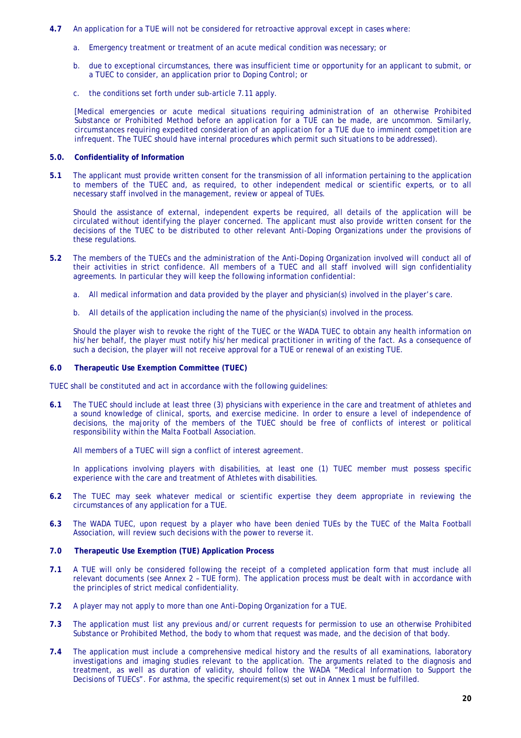**4.7** An application for a TUE will not be considered for retroactive approval except in cases where:

a. Emergency treatment or treatment of an acute medical condition was necessary; or

b. due to exceptional circumstances, there was insufficient time or opportunity for an applicant to submit, or a TUEC to consider, an application prior to Doping Control; or

c. the conditions set forth under sub-article 7.11 apply.

*[Medical emergencies or acute medical situations requiring administration of an otherwise Prohibited Substance or Prohibited Method before an application for a TUE can be made, are uncommon. Similarly, circumstances requiring expedited consideration of an application for a TUE due to imminent competition are infrequent. The TUEC should have internal procedures which permit such situations to be addressed).*

## 5.0. Confidentiality of Information

**5.1** The applicant must provide written consent for the transmission of all information pertaining to the application to members of the TUEC and, as required, to other independent medical or scientific experts, or to all necessary staff involved in the management, review or appeal of TUEs.

Should the assistance of external, independent experts be required, all details of the application will be circulated without identifying the player concerned. The applicant must also provide written consent for the decisions of the TUEC to be distributed to other relevant Anti-Doping Organizations under the provisions of these regulations.

**5.2** The members of the TUECs and the administration of the Anti-Doping Organization involved will conduct all of their activities in strict confidence. All members of a TUEC and all staff involved will sign confidentiality agreements. In particular they will keep the following information confidential:

a. All medical information and data provided by the player and physician(s) involved in the player's care.

b. All details of the application including the name of the physician(s) involved in the process.

Should the player wish to revoke the right of the TUEC or the WADA TUEC to obtain any health information on his/her behalf, the player must notify his/her medical practitioner in writing of the fact. As a consequence of such a decision, the player will not receive approval for a TUE or renewal of an existing TUE.

## 6.0 Therapeutic Use Exemption Committee (TUEC)

TUEC shall be constituted and act in accordance with the following guidelines:

**6.1** The TUEC should include at least three (3) physicians with experience in the care and treatment of athletes and a sound knowledge of clinical, sports, and exercise medicine. In order to ensure a level of independence of decisions, the majority of the members of the TUEC should be free of conflicts of interest or political responsibility within the Malta Football Association.

All members of a TUEC will sign a conflict of interest agreement.

In applications involving players with disabilities, at least one (1) TUEC member must possess specific experience with the care and treatment of Athletes with disabilities.

**6.2** The TUEC may seek whatever medical or scientific expertise they deem appropriate in reviewing the circumstances of any application for a TUE.

**6.3** The WADA TUEC, upon request by a player who have been denied TUEs by the TUEC of the Malta Football Association, will review such decisions with the power to reverse it.

## 7.0 Therapeutic Use Exemption (TUE) Application Process

**7.1** A TUE will only be considered following the receipt of a completed application form that must include all relevant documents (see Annex 2 – TUE form). The application process must be dealt with in accordance with the principles of strict medical confidentiality.

**7.2** A player may not apply to more than one Anti-Doping Organization for a TUE.

**7.3** The application must list any previous and/or current requests for permission to use an otherwise Prohibited Substance or Prohibited Method, the body to whom that request was made, and the decision of that body.

**7.4** The application must include a comprehensive medical history and the results of all examinations, laboratory investigations and imaging studies relevant to the application. The arguments related to the diagnosis and treatment, as well as duration of validity, should follow the WADA "Medical Information to Support the Decisions of TUECs". For asthma, the specific requirement(s) set out in Annex 1 must be fulfilled.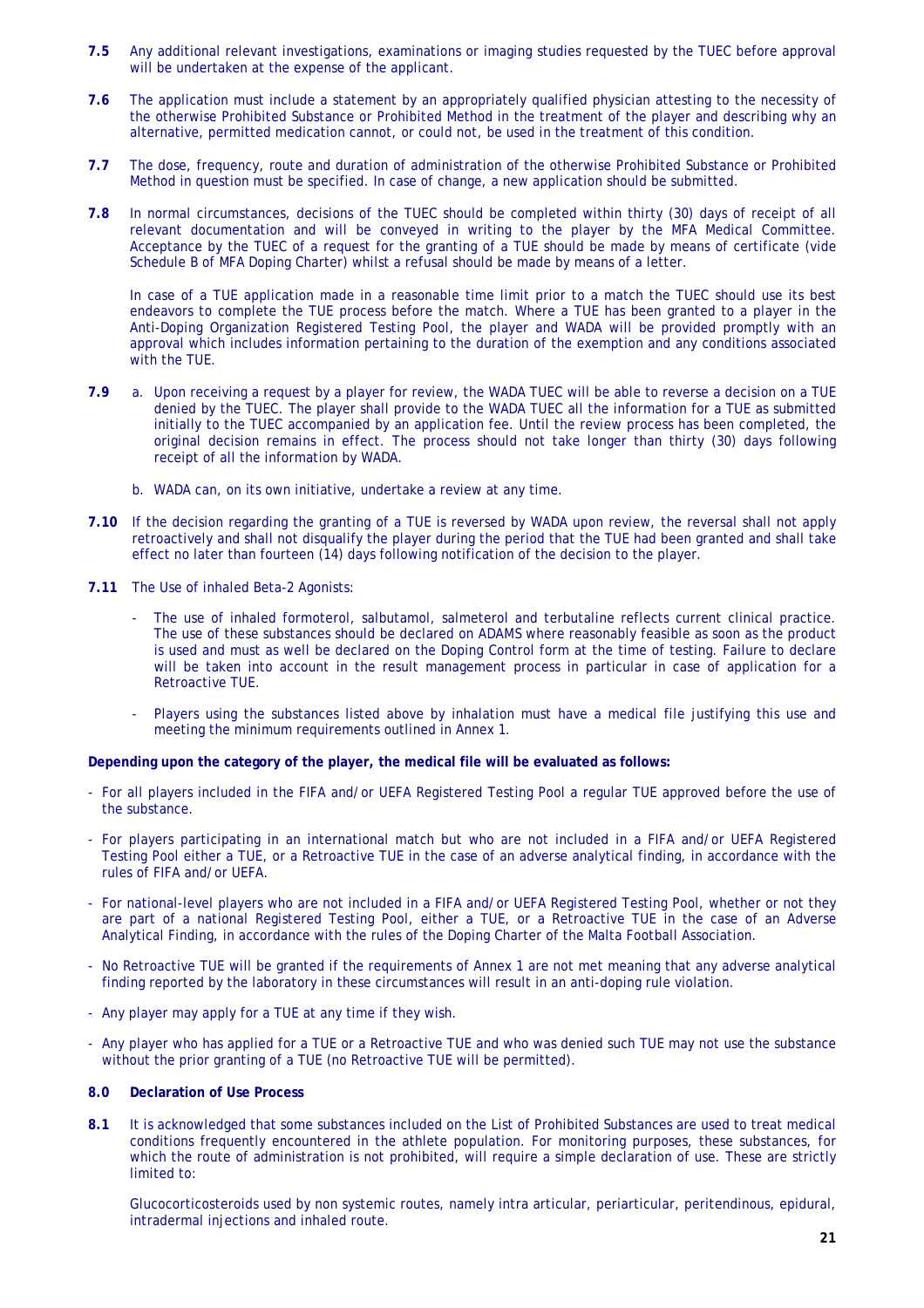**7.5** Any additional relevant investigations, examinations or imaging studies requested by the TUEC before approval will be undertaken at the expense of the applicant.

**7.6** The application must include a statement by an appropriately qualified physician attesting to the necessity of the otherwise Prohibited Substance or Prohibited Method in the treatment of the player and describing why an alternative, permitted medication cannot, or could not, be used in the treatment of this condition.

**7.7** The dose, frequency, route and duration of administration of the otherwise Prohibited Substance or Prohibited Method in question must be specified. In case of change, a new application should be submitted.

**7.8** In normal circumstances, decisions of the TUEC should be completed within thirty (30) days of receipt of all relevant documentation and will be conveyed in writing to the player by the MFA Medical Committee. Acceptance by the TUEC of a request for the granting of a TUE should be made by means of certificate (vide Schedule B of MFA Doping Charter) whilst a refusal should be made by means of a letter.

In case of a TUE application made in a reasonable time limit prior to a match the TUEC should use its best endeavors to complete the TUE process before the match. Where a TUE has been granted to a player in the Anti-Doping Organization Registered Testing Pool, the player and WADA will be provided promptly with an approval which includes information pertaining to the duration of the exemption and any conditions associated with the TUE.

**7.9** a. Upon receiving a request by a player for review, the WADA TUEC will be able to reverse a decision on a TUE denied by the TUEC. The player shall provide to the WADA TUEC all the information for a TUE as submitted initially to the TUEC accompanied by an application fee. Until the review process has been completed, the original decision remains in effect. The process should not take longer than thirty (30) days following receipt of all the information by WADA.

b. WADA can, on its own initiative, undertake a review at any time.

**7.10** If the decision regarding the granting of a TUE is reversed by WADA upon review, the reversal shall not apply retroactively and shall not disqualify the player during the period that the TUE had been granted and shall take effect no later than fourteen (14) days following notification of the decision to the player.

**7.11** The Use of inhaled Beta-2 Agonists:

- The use of inhaled formoterol, salbutamol, salmeterol and terbutaline reflects current clinical practice. The use of these substances should be declared on ADAMS where reasonably feasible as soon as the product is used and must as well be declared on the Doping Control form at the time of testing. Failure to declare will be taken into account in the result management process in particular in case of application for a Retroactive TUE.
- Players using the substances listed above by inhalation must have a medical file justifying this use and meeting the minimum requirements outlined in Annex 1.

**Depending upon the category of the player, the medical file will be evaluated as follows:**

- For all players included in the FIFA and/or UEFA Registered Testing Pool a regular TUE approved before the use of the substance.
- For players participating in an international match but who are not included in a FIFA and/or UEFA Registered Testing Pool either a TUE, or a Retroactive TUE in the case of an adverse analytical finding, in accordance with the rules of FIFA and/or UEFA.
- For national-level players who are not included in a FIFA and/or UEFA Registered Testing Pool, whether or not they are part of a national Registered Testing Pool, either a TUE, or a Retroactive TUE in the case of an Adverse Analytical Finding, in accordance with the rules of the Doping Charter of the Malta Football Association.
- No Retroactive TUE will be granted if the requirements of Annex 1 are not met meaning that any adverse analytical finding reported by the laboratory in these circumstances will result in an anti-doping rule violation.
- Any player may apply for a TUE at any time if they wish.
- Any player who has applied for a TUE or a Retroactive TUE and who was denied such TUE may not use the substance without the prior granting of a TUE (no Retroactive TUE will be permitted).

## 8.0 Declaration of Use Process

**8.1** It is acknowledged that some substances included on the List of Prohibited Substances are used to treat medical conditions frequently encountered in the athlete population. For monitoring purposes, these substances, for which the route of administration is not prohibited, will require a simple declaration of use. These are strictly limited to:

Glucocorticosteroids used by non systemic routes, namely intra articular, periarticular, peritendinous, epidural, intradermal injections and inhaled route.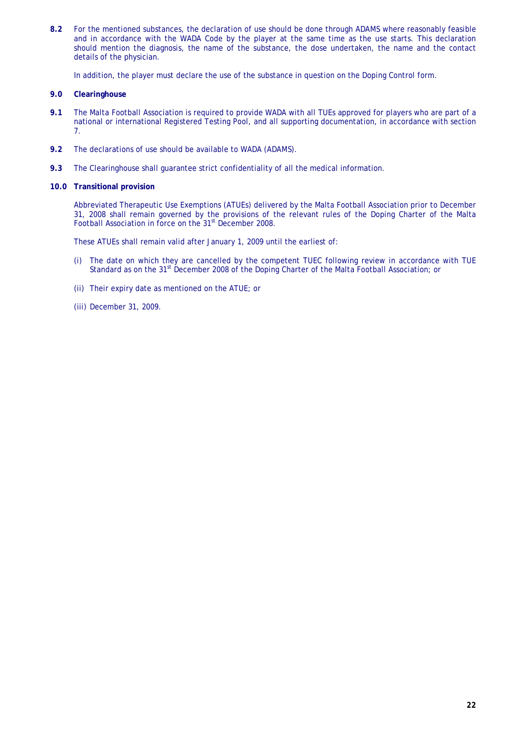**8.2** For the mentioned substances, the declaration of use should be done through ADAMS where reasonably feasible and in accordance with the WADA Code by the player at the same time as the use starts. This declaration should mention the diagnosis, the name of the substance, the dose undertaken, the name and the contact details of the physician.

In addition, the player must declare the use of the substance in question on the Doping Control form.

**9.0 Clearinghouse**

**9.1** The Malta Football Association is required to provide WADA with all TUEs approved for players who are part of a national or international Registered Testing Pool, and all supporting documentation, in accordance with section 7.

**9.2** The declarations of use should be available to WADA (ADAMS).

**9.3** The Clearinghouse shall guarantee strict confidentiality of all the medical information.

**10.0 Transitional provision**

Abbreviated Therapeutic Use Exemptions (ATUEs) delivered by the Malta Football Association prior to December 31, 2008 shall remain governed by the provisions of the relevant rules of the Doping Charter of the Malta Football Association in force on the 31st December 2008.

These ATUEs shall remain valid after January 1, 2009 until the earliest of:

(i) The date on which they are cancelled by the competent TUEC following review in accordance with TUE Standard as on the 31st December 2008 of the Doping Charter of the Malta Football Association; or

(ii) Their expiry date as mentioned on the ATUE; or

(iii) December 31, 2009.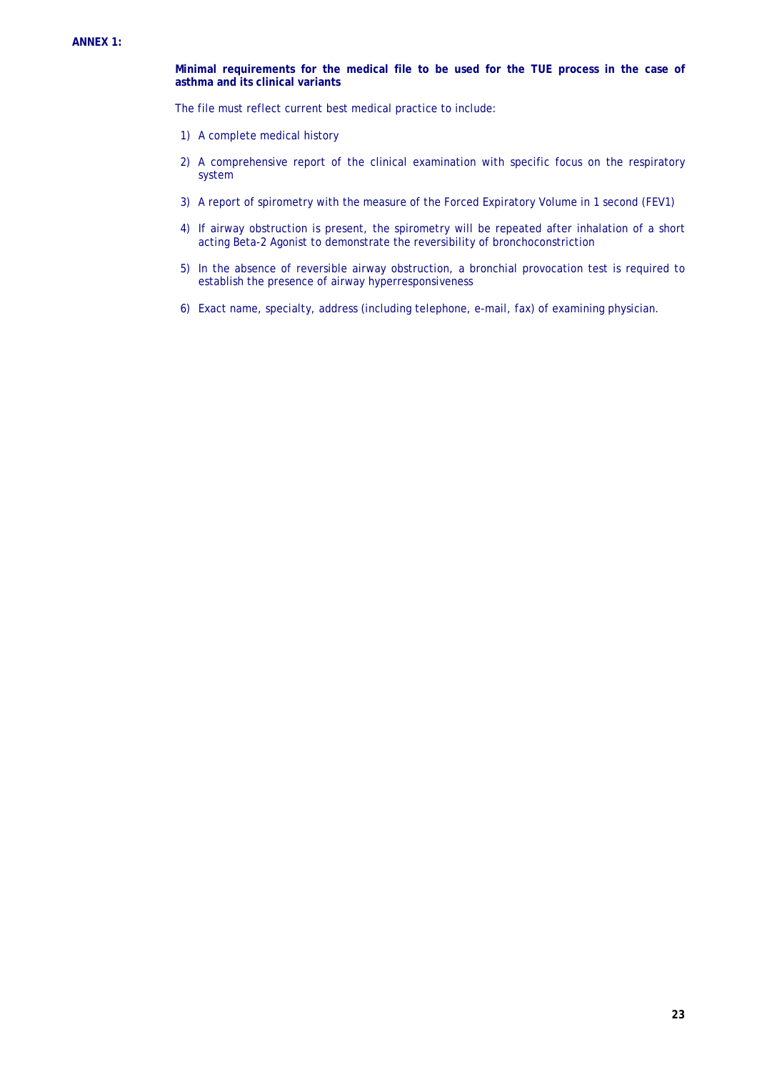**ANNEX 1:**

**Minimal requirements for the medical file to be used for the TUE process in the case of asthma and its clinical variants**

The file must reflect current best medical practice to include:

1) A complete medical history
2) A comprehensive report of the clinical examination with specific focus on the respiratory system
3) A report of spirometry with the measure of the Forced Expiratory Volume in 1 second (FEV1)
4) If airway obstruction is present, the spirometry will be repeated after inhalation of a short acting Beta-2 Agonist to demonstrate the reversibility of bronchoconstriction
5) In the absence of reversible airway obstruction, a bronchial provocation test is required to establish the presence of airway hyperresponsiveness
6) Exact name, specialty, address (including telephone, e-mail, fax) of examining physician.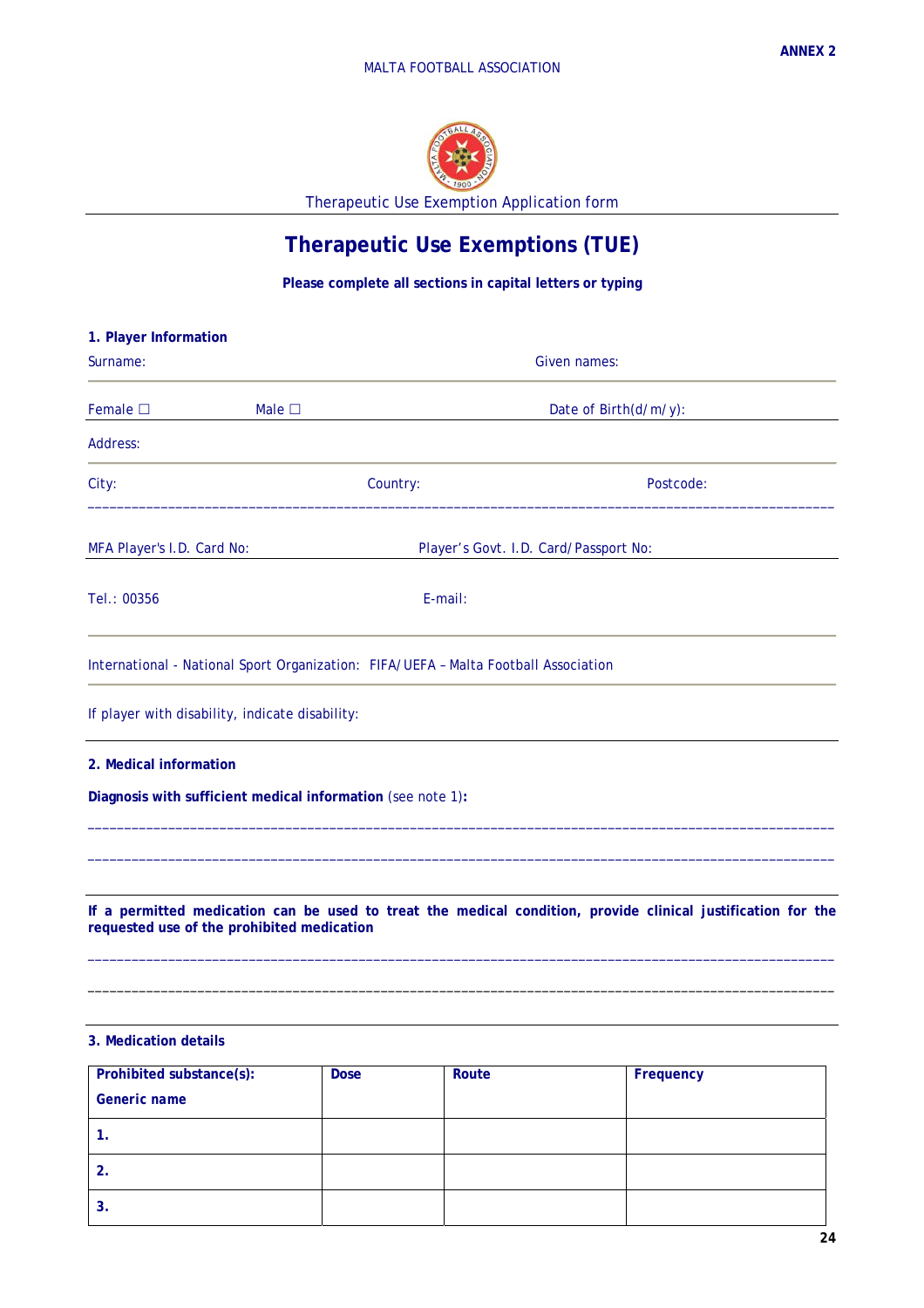ANNEX 2

MALTA FOOTBALL ASSOCIATION

Therapeutic Use Exemption Application form

# Therapeutic Use Exemptions (TUE)

**Please complete all sections in capital letters or typing**

**1. Player Information**

Surname: Given names:

Female ☐ Male ☐ Date of Birth(d/m/y):

Address:

City: Country: Postcode:

MFA Player's I.D. Card No: Player's Govt. I.D. Card/Passport No:

Tel.: 00356 E-mail:

International - National Sport Organization: FIFA/UEFA – Malta Football Association

If player with disability, indicate disability:

**2. Medical information**

**Diagnosis with sufficient medical information** (see note 1)**:**

_______________________________________________________________________________

_______________________________________________________________________________

**If a permitted medication can be used to treat the medical condition, provide clinical justification for the requested use of the prohibited medication**

_______________________________________________________________________________

_______________________________________________________________________________

**3. Medication details**

| **Prohibited substance(s):** **Generic name** | **Dose** | **Route** | **Frequency** |
|---|---|---|---|
| **1.** | | | |
| **2.** | | | |
| **3.** | | | |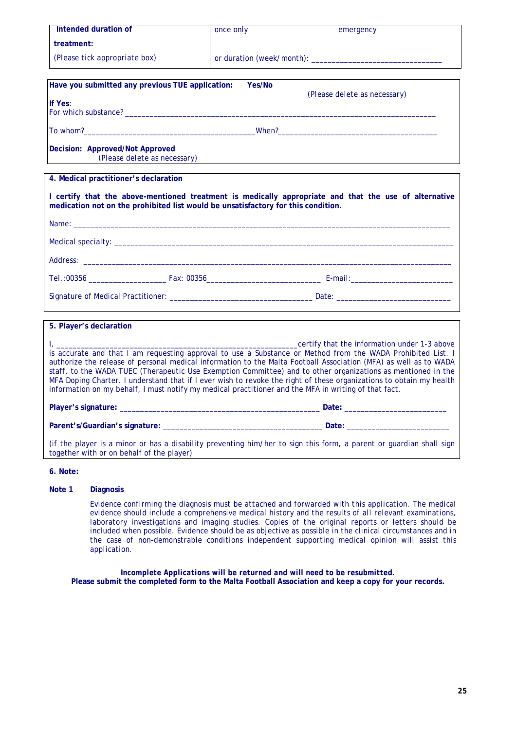| **Intended duration of treatment:** (Please tick appropriate box) | once only emergency or duration (week/month): _______________________________ |
|---|---|

**Have you submitted any previous TUE application:** **Yes/No**
(Please delete as necessary)

**If Yes**:
For which substance? ______________________________________________________________________________

To whom?__________________________________________When?______________________________________

**Decision: Approved/Not Approved**
(Please delete as necessary)

**4. Medical practitioner's declaration**

**I certify that the above-mentioned treatment is medically appropriate and that the use of alternative medication not on the prohibited list would be unsatisfactory for this condition.**

Name: ________________________________________________________________________________________________

Medical specialty: ______________________________________________________________________________________

Address: _____________________________________________________________________________________________

Tel.:00356 __________________ Fax: 00356___________________________ E-mail:________________________

Signature of Medical Practitioner: __________________________________ Date: ___________________________

**5. Player's declaration**

I, ___________________________________________________________certify that the information under 1-3 above is accurate and that I am requesting approval to use a Substance or Method from the WADA Prohibited List. I authorize the release of personal medical information to the Malta Football Association (MFA) as well as to WADA staff, to the WADA TUEC (Therapeutic Use Exemption Committee) and to other organizations as mentioned in the MFA Doping Charter. I understand that if I ever wish to revoke the right of these organizations to obtain my health information on my behalf, I must notify my medical practitioner and the MFA in writing of that fact.

**Player's signature:** _________________________________________________ **Date:** ________________________

**Parent's/Guardian's signature:** ______________________________________ **Date:** ________________________

(if the player is a minor or has a disability preventing him/her to sign this form, a parent or guardian shall sign together with or on behalf of the player)

**6. Note:**

**Note 1 Diagnosis**

Evidence confirming the diagnosis must be attached and forwarded with this application. The medical evidence should include a comprehensive medical history and the results of all relevant examinations, laboratory investigations and imaging studies. Copies of the original reports or letters should be included when possible. Evidence should be as objective as possible in the clinical circumstances and in the case of non-demonstrable conditions independent supporting medical opinion will assist this application.

***Incomplete Applications will be returned and will need to be resubmitted.***
**Please submit the completed form to the Malta Football Association and keep a copy for your records.**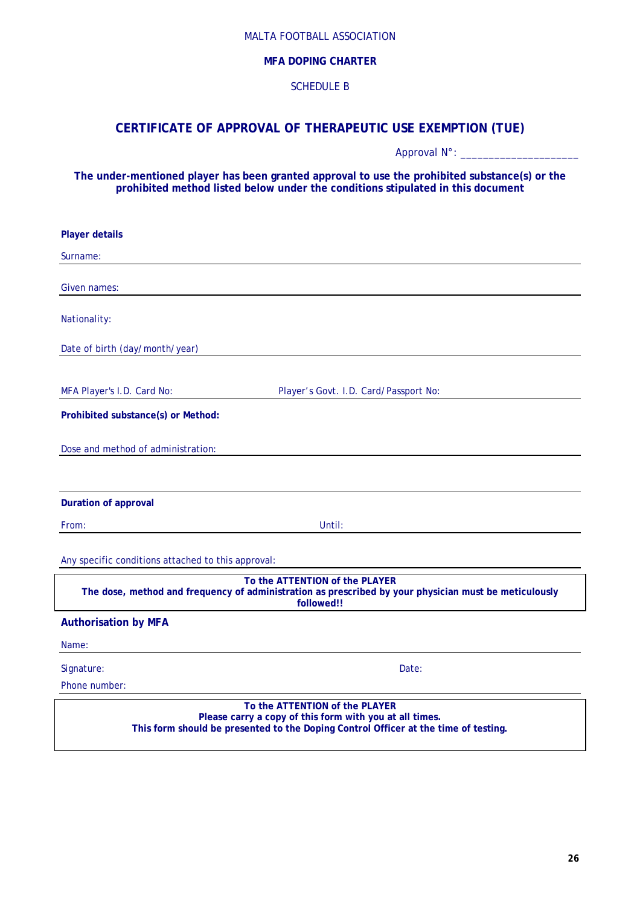MALTA FOOTBALL ASSOCIATION

**MFA DOPING CHARTER**

SCHEDULE B

# CERTIFICATE OF APPROVAL OF THERAPEUTIC USE EXEMPTION (TUE)

Approval N°: ____________________

**The under-mentioned player has been granted approval to use the prohibited substance(s) or the prohibited method listed below under the conditions stipulated in this document**

**Player details**

Surname:

Given names:

Nationality:

Date of birth (day/month/year)

MFA Player's I.D. Card No: Player's Govt. I.D. Card/Passport No:

**Prohibited substance(s) or Method:**

Dose and method of administration:

**Duration of approval**

From: Until:

Any specific conditions attached to this approval:

**To the ATTENTION of the PLAYER**
**The dose, method and frequency of administration as prescribed by your physician must be meticulously followed!!**

**Authorisation by MFA**

Name:

Signature: Date:

Phone number:

**To the ATTENTION of the PLAYER**
**Please carry a copy of this form with you at all times.**
**This form should be presented to the Doping Control Officer at the time of testing.**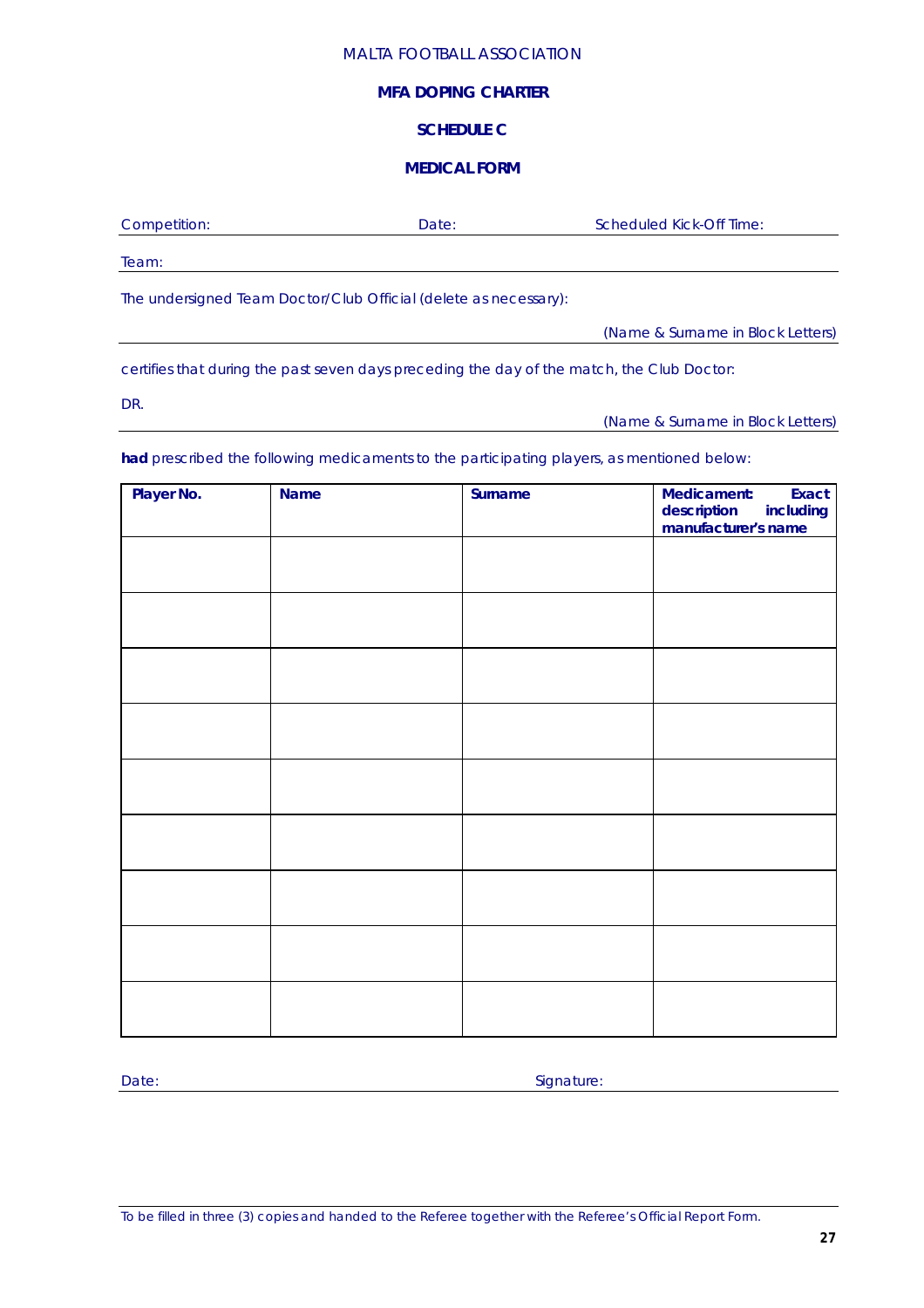MALTA FOOTBALL ASSOCIATION

**MFA DOPING CHARTER**

**SCHEDULE C**

**MEDICAL FORM**

Competition: Date: Scheduled Kick-Off Time:

Team:

The undersigned Team Doctor/Club Official (delete as necessary):

*(Name & Surname in Block Letters)*

certifies that during the past seven days preceding the day of the match, the Club Doctor:

DR.

*(Name & Surname in Block Letters)*

**had** prescribed the following medicaments to the participating players, as mentioned below:

| **Player No.** | **Name** | **Surname** | **Medicament: Exact description including manufacturer's name** |
|---|---|---|---|
| | | | |
| | | | |
| | | | |
| | | | |
| | | | |
| | | | |
| | | | |
| | | | |
| | | | |

Date: Signature:

To be filled in three (3) copies and handed to the Referee together with the Referee's Official Report Form.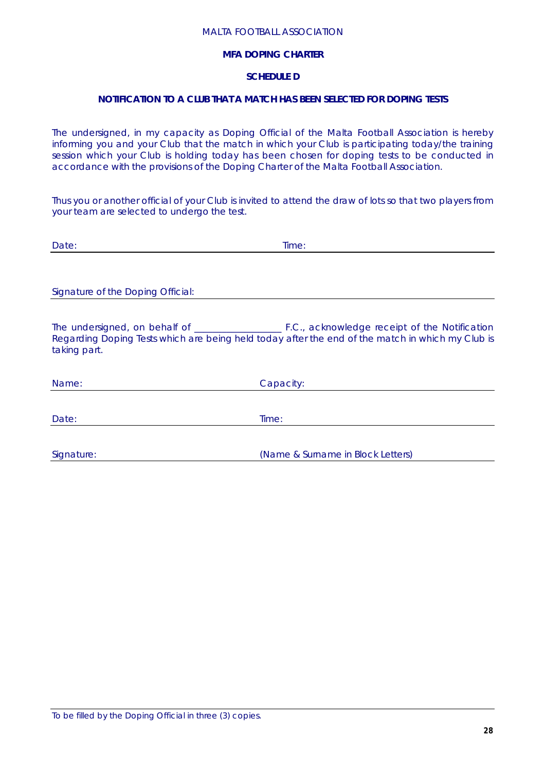MALTA FOOTBALL ASSOCIATION

**MFA DOPING CHARTER**

**SCHEDULE D**

**NOTIFICATION TO A CLUB THAT A MATCH HAS BEEN SELECTED FOR DOPING TESTS**

The undersigned, in my capacity as Doping Official of the Malta Football Association is hereby informing you and your Club that the match in which your Club is participating today/the training session which your Club is holding today has been chosen for doping tests to be conducted in accordance with the provisions of the Doping Charter of the Malta Football Association.

Thus you or another official of your Club is invited to attend the draw of lots so that two players from your team are selected to undergo the test.

Date: Time:

Signature of the Doping Official:

The undersigned, on behalf of __________________ F.C., acknowledge receipt of the Notification Regarding Doping Tests which are being held today after the end of the match in which my Club is taking part.

Name: Capacity:

Date: Time:

Signature: (Name & Surname in Block Letters)

To be filled by the Doping Official in three (3) copies.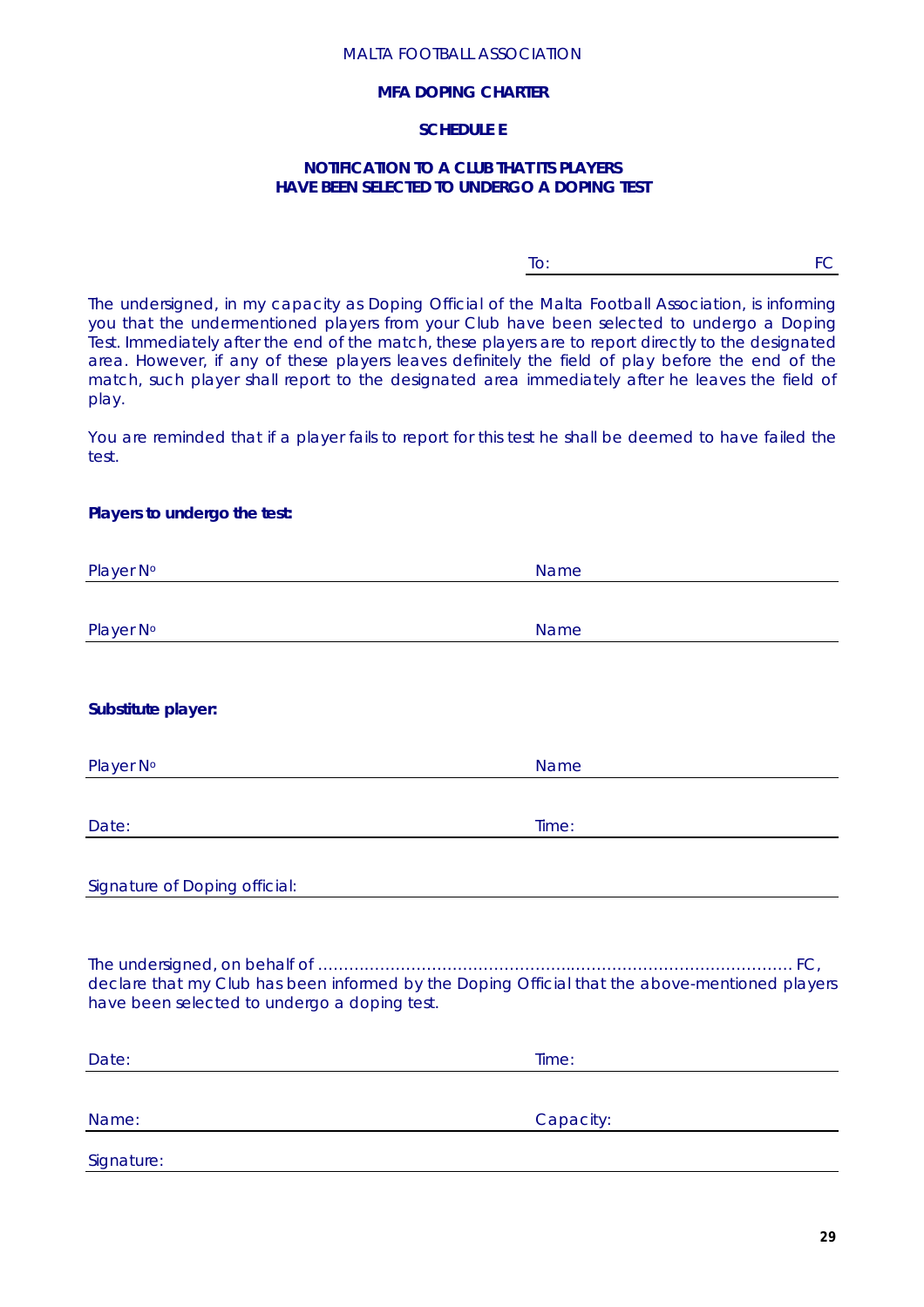MALTA FOOTBALL ASSOCIATION

**MFA DOPING CHARTER**

**SCHEDULE E**

**NOTIFICATION TO A CLUB THAT ITS PLAYERS HAVE BEEN SELECTED TO UNDERGO A DOPING TEST**

To: ______________________ FC

The undersigned, in my capacity as Doping Official of the Malta Football Association, is informing you that the undermentioned players from your Club have been selected to undergo a Doping Test. Immediately after the end of the match, these players are to report directly to the designated area. However, if any of these players leaves definitely the field of play before the end of the match, such player shall report to the designated area immediately after he leaves the field of play.

You are reminded that if a player fails to report for this test he shall be deemed to have failed the test.

**Players to undergo the test:**

Player Nº ______________________ Name ______________________

Player Nº ______________________ Name ______________________

**Substitute player:**

Player Nº ______________________ Name ______________________

Date: ______________________ Time: ______________________

Signature of Doping official: ______________________

The undersigned, on behalf of ………………………………………..…………………………………… FC, declare that my Club has been informed by the Doping Official that the above-mentioned players have been selected to undergo a doping test.

Date: ______________________ Time: ______________________

Name: ______________________ Capacity: ______________________

Signature: ______________________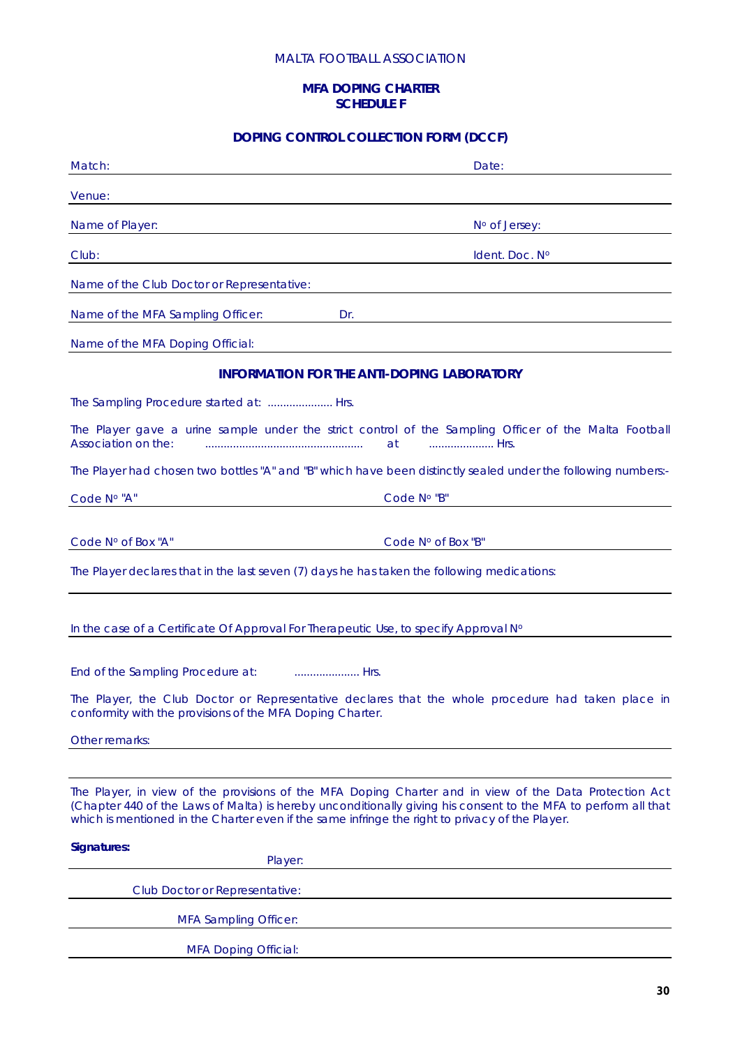MALTA FOOTBALL ASSOCIATION

**MFA DOPING CHARTER**
**SCHEDULE F**

**DOPING CONTROL COLLECTION FORM (DCCF)**

Match: Date:

Venue:

Name of Player: Nº of Jersey:

Club: Ident. Doc. Nº

Name of the Club Doctor or Representative:

Name of the MFA Sampling Officer: Dr.

Name of the MFA Doping Official:

**INFORMATION FOR THE ANTI-DOPING LABORATORY**

The Sampling Procedure started at: ..................... Hrs.

The Player gave a urine sample under the strict control of the Sampling Officer of the Malta Football Association on the: ................................................... at ..................... Hrs.

The Player had chosen two bottles "A" and "B" which have been distinctly sealed under the following numbers:-

Code Nº "A" Code Nº "B"

Code Nº of Box "A" Code Nº of Box "B"

The Player declares that in the last seven (7) days he has taken the following medications:

In the case of a Certificate Of Approval For Therapeutic Use, to specify Approval Nº

End of the Sampling Procedure at: ..................... Hrs.

The Player, the Club Doctor or Representative declares that the whole procedure had taken place in conformity with the provisions of the MFA Doping Charter.

Other remarks:

The Player, in view of the provisions of the MFA Doping Charter and in view of the Data Protection Act (Chapter 440 of the Laws of Malta) is hereby unconditionally giving his consent to the MFA to perform all that which is mentioned in the Charter even if the same infringe the right to privacy of the Player.

**Signatures:**

Player:

Club Doctor or Representative:

MFA Sampling Officer:

MFA Doping Official: